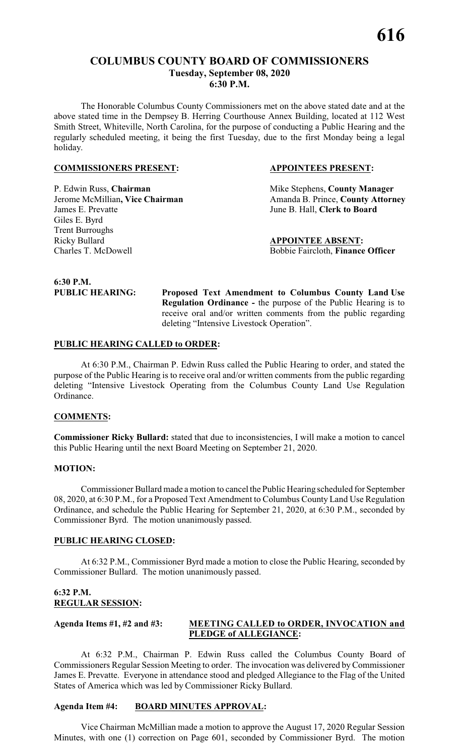# COLUMBUS COUNTY BOARD OF COMMISSIONERS
## Tuesday, September 08, 2020
## 6:30 P.M.

The Honorable Columbus County Commissioners met on the above stated date and at the above stated time in the Dempsey B. Herring Courthouse Annex Building, located at 112 West Smith Street, Whiteville, North Carolina, for the purpose of conducting a Public Hearing and the regularly scheduled meeting, it being the first Tuesday, due to the first Monday being a legal holiday.

**COMMISSIONERS PRESENT:**

P. Edwin Russ, **Chairman**
Jerome McMillian**, Vice Chairman**
James E. Prevatte
Giles E. Byrd
Trent Burroughs
Ricky Bullard
Charles T. McDowell

**APPOINTEES PRESENT:**

Mike Stephens, **County Manager**
Amanda B. Prince, **County Attorney**
June B. Hall, **Clerk to Board**

**APPOINTEE ABSENT:**

Bobbie Faircloth, **Finance Officer**

**6:30 P.M.**
**PUBLIC HEARING:** **Proposed Text Amendment to Columbus County Land Use Regulation Ordinance -** the purpose of the Public Hearing is to receive oral and/or written comments from the public regarding deleting "Intensive Livestock Operation".

**PUBLIC HEARING CALLED to ORDER:**

At 6:30 P.M., Chairman P. Edwin Russ called the Public Hearing to order, and stated the purpose of the Public Hearing is to receive oral and/or written comments from the public regarding deleting "Intensive Livestock Operating from the Columbus County Land Use Regulation Ordinance.

**COMMENTS:**

**Commissioner Ricky Bullard:** stated that due to inconsistencies, I will make a motion to cancel this Public Hearing until the next Board Meeting on September 21, 2020.

**MOTION:**

Commissioner Bullard made a motion to cancel the Public Hearing scheduled for September 08, 2020, at 6:30 P.M., for a Proposed Text Amendment to Columbus County Land Use Regulation Ordinance, and schedule the Public Hearing for September 21, 2020, at 6:30 P.M., seconded by Commissioner Byrd. The motion unanimously passed.

**PUBLIC HEARING CLOSED:**

At 6:32 P.M., Commissioner Byrd made a motion to close the Public Hearing, seconded by Commissioner Bullard. The motion unanimously passed.

**6:32 P.M.**
**REGULAR SESSION:**

**Agenda Items #1, #2 and #3: MEETING CALLED to ORDER, INVOCATION and PLEDGE of ALLEGIANCE:**

At 6:32 P.M., Chairman P. Edwin Russ called the Columbus County Board of Commissioners Regular Session Meeting to order. The invocation was delivered by Commissioner James E. Prevatte. Everyone in attendance stood and pledged Allegiance to the Flag of the United States of America which was led by Commissioner Ricky Bullard.

**Agenda Item #4: BOARD MINUTES APPROVAL:**

Vice Chairman McMillian made a motion to approve the August 17, 2020 Regular Session Minutes, with one (1) correction on Page 601, seconded by Commissioner Byrd. The motion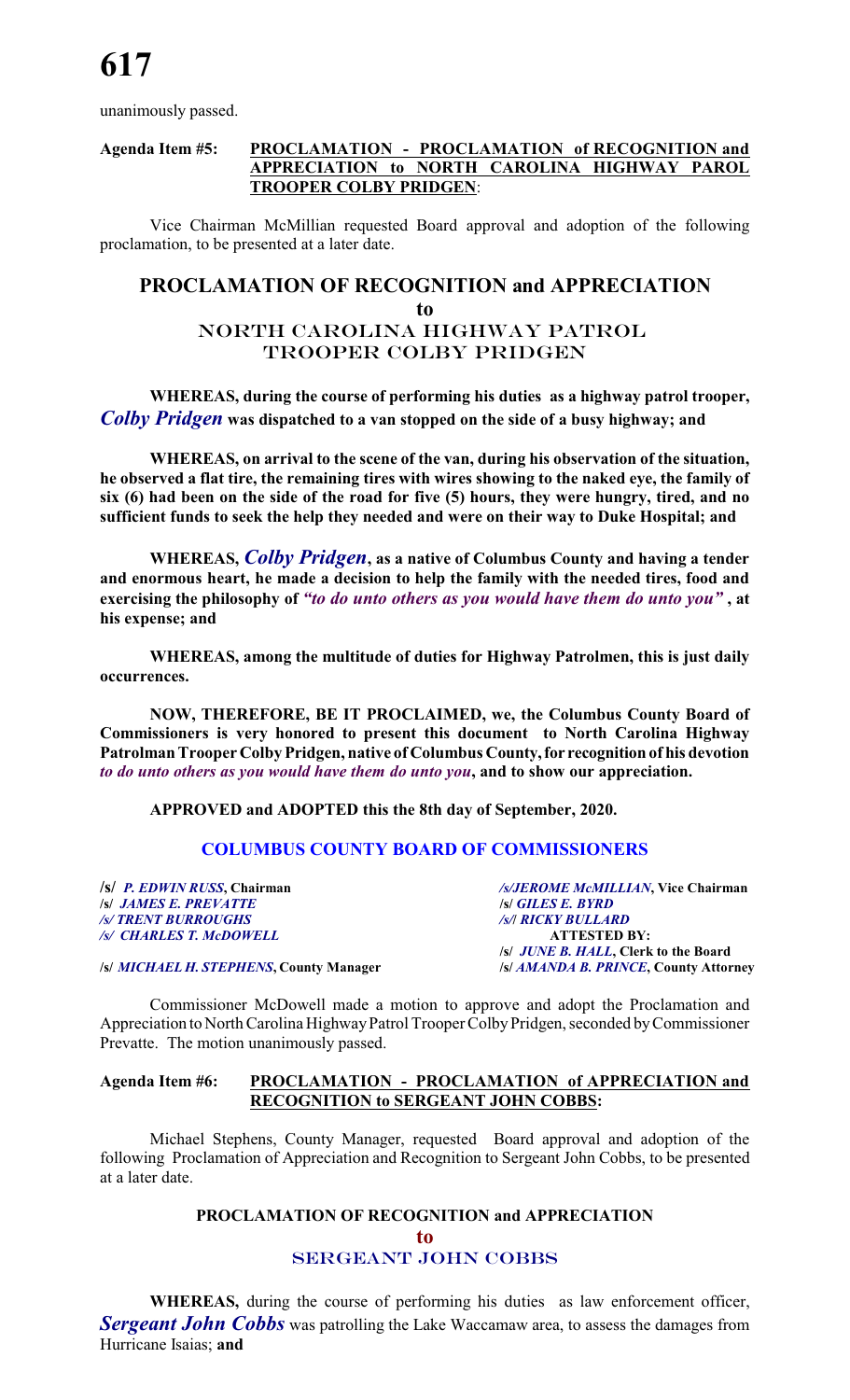unanimously passed.

**Agenda Item #5:** **PROCLAMATION - PROCLAMATION of RECOGNITION and APPRECIATION to NORTH CAROLINA HIGHWAY PAROL TROOPER COLBY PRIDGEN**:

Vice Chairman McMillian requested Board approval and adoption of the following proclamation, to be presented at a later date.

## PROCLAMATION OF RECOGNITION and APPRECIATION
### to
### NORTH CAROLINA HIGHWAY PATROL TROOPER COLBY PRIDGEN

**WHEREAS, during the course of performing his duties as a highway patrol trooper, *Colby Pridgen* was dispatched to a van stopped on the side of a busy highway; and**

**WHEREAS, on arrival to the scene of the van, during his observation of the situation, he observed a flat tire, the remaining tires with wires showing to the naked eye, the family of six (6) had been on the side of the road for five (5) hours, they were hungry, tired, and no sufficient funds to seek the help they needed and were on their way to Duke Hospital; and**

**WHEREAS, *Colby Pridgen*, as a native of Columbus County and having a tender and enormous heart, he made a decision to help the family with the needed tires, food and exercising the philosophy of *"to do unto others as you would have them do unto you"* , at his expense; and**

**WHEREAS, among the multitude of duties for Highway Patrolmen, this is just daily occurrences.**

**NOW, THEREFORE, BE IT PROCLAIMED, we, the Columbus County Board of Commissioners is very honored to present this document to North Carolina Highway Patrolman Trooper Colby Pridgen, native of Columbus County, for recognition of his devotion *to do unto others as you would have them do unto you*, and to show our appreciation.**

**APPROVED and ADOPTED this the 8th day of September, 2020.**

**COLUMBUS COUNTY BOARD OF COMMISSIONERS**

/s/ *P. EDWIN RUSS*, Chairman
/s/ *JAMES E. PREVATTE*
/s/ *TRENT BURROUGHS*
/s/ *CHARLES T. McDOWELL*

/s/*JEROME McMILLIAN*, Vice Chairman
/s/ *GILES E. BYRD*
/s/ *RICKY BULLARD*
ATTESTED BY:
/s/ *JUNE B. HALL*, Clerk to the Board

/s/ *MICHAEL H. STEPHENS*, County Manager
/s/ *AMANDA B. PRINCE*, County Attorney

Commissioner McDowell made a motion to approve and adopt the Proclamation and Appreciation to North Carolina Highway Patrol Trooper Colby Pridgen, seconded by Commissioner Prevatte. The motion unanimously passed.

**Agenda Item #6:** **PROCLAMATION - PROCLAMATION of APPRECIATION and RECOGNITION to SERGEANT JOHN COBBS:**

Michael Stephens, County Manager, requested Board approval and adoption of the following Proclamation of Appreciation and Recognition to Sergeant John Cobbs, to be presented at a later date.

## PROCLAMATION OF RECOGNITION and APPRECIATION
### to
### SERGEANT JOHN COBBS

**WHEREAS,** during the course of performing his duties as law enforcement officer, ***Sergeant John Cobbs*** was patrolling the Lake Waccamaw area, to assess the damages from Hurricane Isaias; **and**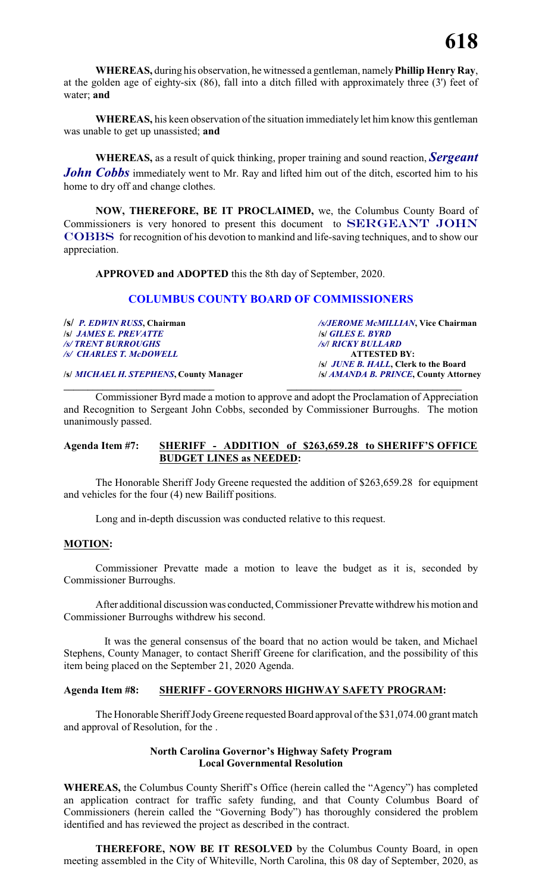**WHEREAS,** during his observation, he witnessed a gentleman, namely **Phillip Henry Ray**, at the golden age of eighty-six (86), fall into a ditch filled with approximately three (3') feet of water; **and**

**WHEREAS,** his keen observation of the situation immediately let him know this gentleman was unable to get up unassisted; **and**

**WHEREAS,** as a result of quick thinking, proper training and sound reaction, ***Sergeant John Cobbs*** immediately went to Mr. Ray and lifted him out of the ditch, escorted him to his home to dry off and change clothes.

**NOW, THEREFORE, BE IT PROCLAIMED,** we, the Columbus County Board of Commissioners is very honored to present this document to **SERGEANT JOHN COBBS** for recognition of his devotion to mankind and life-saving techniques, and to show our appreciation.

**APPROVED and ADOPTED** this the 8th day of September, 2020.

## COLUMBUS COUNTY BOARD OF COMMISSIONERS

| | |
|---|---|
| **/s/ *P. EDWIN RUSS*, Chairman** | ***/s/JEROME McMILLIAN*, Vice Chairman** |
| **/s/ *JAMES E. PREVATTE*** | **/s/ *GILES E. BYRD*** |
| ***/s/ TRENT BURROUGHS*** | ***/s/l RICKY BULLARD*** |
| ***/s/ CHARLES T. McDOWELL*** | **ATTESTED BY:** |
| | **/s/ *JUNE B. HALL*, Clerk to the Board** |
| **/s/ *MICHAEL H. STEPHENS*, County Manager** | **/s/ *AMANDA B. PRINCE*, County Attorney** |

Commissioner Byrd made a motion to approve and adopt the Proclamation of Appreciation and Recognition to Sergeant John Cobbs, seconded by Commissioner Burroughs. The motion unanimously passed.

**Agenda Item #7: SHERIFF - ADDITION of $263,659.28 to SHERIFF'S OFFICE BUDGET LINES as NEEDED:**

The Honorable Sheriff Jody Greene requested the addition of $263,659.28 for equipment and vehicles for the four (4) new Bailiff positions.

Long and in-depth discussion was conducted relative to this request.

**MOTION:**

Commissioner Prevatte made a motion to leave the budget as it is, seconded by Commissioner Burroughs.

After additional discussion was conducted, Commissioner Prevatte withdrew his motion and Commissioner Burroughs withdrew his second.

It was the general consensus of the board that no action would be taken, and Michael Stephens, County Manager, to contact Sheriff Greene for clarification, and the possibility of this item being placed on the September 21, 2020 Agenda.

**Agenda Item #8: SHERIFF - GOVERNORS HIGHWAY SAFETY PROGRAM:**

The Honorable Sheriff Jody Greene requested Board approval of the $31,074.00 grant match and approval of Resolution, for the .

**North Carolina Governor's Highway Safety Program**
**Local Governmental Resolution**

**WHEREAS,** the Columbus County Sheriff's Office (herein called the "Agency") has completed an application contract for traffic safety funding, and that County Columbus Board of Commissioners (herein called the "Governing Body") has thoroughly considered the problem identified and has reviewed the project as described in the contract.

**THEREFORE, NOW BE IT RESOLVED** by the Columbus County Board, in open meeting assembled in the City of Whiteville, North Carolina, this 08 day of September, 2020, as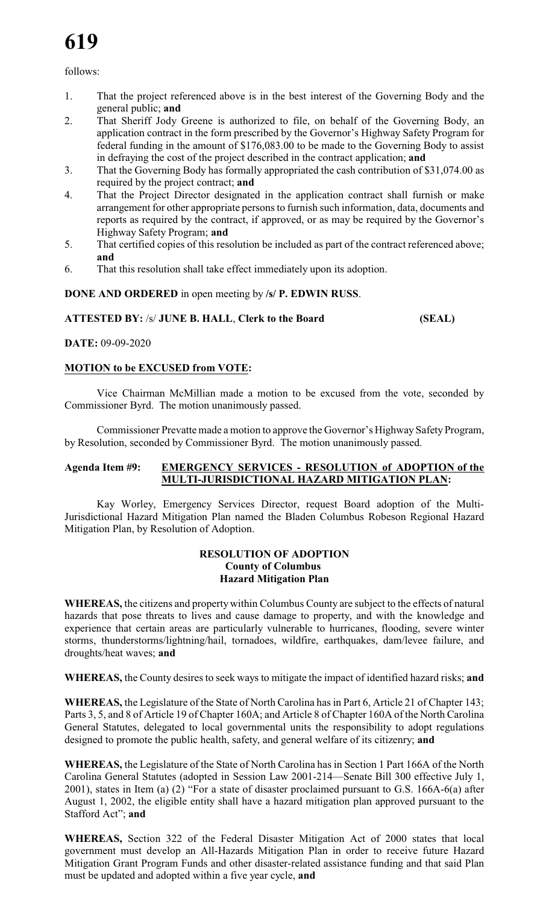follows:

1. That the project referenced above is in the best interest of the Governing Body and the general public; **and**
2. That Sheriff Jody Greene is authorized to file, on behalf of the Governing Body, an application contract in the form prescribed by the Governor's Highway Safety Program for federal funding in the amount of $176,083.00 to be made to the Governing Body to assist in defraying the cost of the project described in the contract application; **and**
3. That the Governing Body has formally appropriated the cash contribution of $31,074.00 as required by the project contract; **and**
4. That the Project Director designated in the application contract shall furnish or make arrangement for other appropriate persons to furnish such information, data, documents and reports as required by the contract, if approved, or as may be required by the Governor's Highway Safety Program; **and**
5. That certified copies of this resolution be included as part of the contract referenced above; **and**
6. That this resolution shall take effect immediately upon its adoption.

**DONE AND ORDERED** in open meeting by **/s/ P. EDWIN RUSS**.

**ATTESTED BY:** /s/ **JUNE B. HALL**, **Clerk to the Board** **(SEAL)**

**DATE:** 09-09-2020

**MOTION to be EXCUSED from VOTE:**

Vice Chairman McMillian made a motion to be excused from the vote, seconded by Commissioner Byrd. The motion unanimously passed.

Commissioner Prevatte made a motion to approve the Governor's Highway Safety Program, by Resolution, seconded by Commissioner Byrd. The motion unanimously passed.

**Agenda Item #9: EMERGENCY SERVICES - RESOLUTION of ADOPTION of the MULTI-JURISDICTIONAL HAZARD MITIGATION PLAN:**

Kay Worley, Emergency Services Director, request Board adoption of the Multi-Jurisdictional Hazard Mitigation Plan named the Bladen Columbus Robeson Regional Hazard Mitigation Plan, by Resolution of Adoption.

**RESOLUTION OF ADOPTION**
**County of Columbus**
**Hazard Mitigation Plan**

**WHEREAS,** the citizens and property within Columbus County are subject to the effects of natural hazards that pose threats to lives and cause damage to property, and with the knowledge and experience that certain areas are particularly vulnerable to hurricanes, flooding, severe winter storms, thunderstorms/lightning/hail, tornadoes, wildfire, earthquakes, dam/levee failure, and droughts/heat waves; **and**

**WHEREAS,** the County desires to seek ways to mitigate the impact of identified hazard risks; **and**

**WHEREAS,** the Legislature of the State of North Carolina has in Part 6, Article 21 of Chapter 143; Parts 3, 5, and 8 of Article 19 of Chapter 160A; and Article 8 of Chapter 160A of the North Carolina General Statutes, delegated to local governmental units the responsibility to adopt regulations designed to promote the public health, safety, and general welfare of its citizenry; **and**

**WHEREAS,** the Legislature of the State of North Carolina has in Section 1 Part 166A of the North Carolina General Statutes (adopted in Session Law 2001-214—Senate Bill 300 effective July 1, 2001), states in Item (a) (2) "For a state of disaster proclaimed pursuant to G.S. 166A-6(a) after August 1, 2002, the eligible entity shall have a hazard mitigation plan approved pursuant to the Stafford Act"; **and**

**WHEREAS,** Section 322 of the Federal Disaster Mitigation Act of 2000 states that local government must develop an All-Hazards Mitigation Plan in order to receive future Hazard Mitigation Grant Program Funds and other disaster-related assistance funding and that said Plan must be updated and adopted within a five year cycle, **and**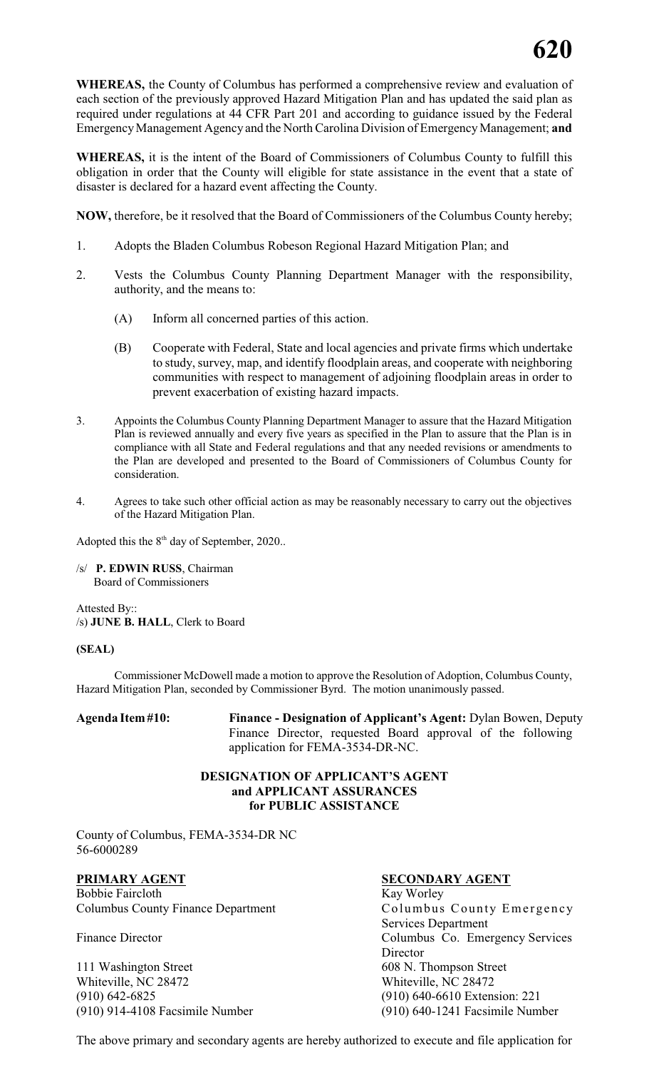**WHEREAS,** the County of Columbus has performed a comprehensive review and evaluation of each section of the previously approved Hazard Mitigation Plan and has updated the said plan as required under regulations at 44 CFR Part 201 and according to guidance issued by the Federal Emergency Management Agency and the North Carolina Division of Emergency Management; **and**

**WHEREAS,** it is the intent of the Board of Commissioners of Columbus County to fulfill this obligation in order that the County will eligible for state assistance in the event that a state of disaster is declared for a hazard event affecting the County.

**NOW,** therefore, be it resolved that the Board of Commissioners of the Columbus County hereby;

1. Adopts the Bladen Columbus Robeson Regional Hazard Mitigation Plan; and

2. Vests the Columbus County Planning Department Manager with the responsibility, authority, and the means to:

   (A) Inform all concerned parties of this action.

   (B) Cooperate with Federal, State and local agencies and private firms which undertake to study, survey, map, and identify floodplain areas, and cooperate with neighboring communities with respect to management of adjoining floodplain areas in order to prevent exacerbation of existing hazard impacts.

3. Appoints the Columbus County Planning Department Manager to assure that the Hazard Mitigation Plan is reviewed annually and every five years as specified in the Plan to assure that the Plan is in compliance with all State and Federal regulations and that any needed revisions or amendments to the Plan are developed and presented to the Board of Commissioners of Columbus County for consideration.

4. Agrees to take such other official action as may be reasonably necessary to carry out the objectives of the Hazard Mitigation Plan.

Adopted this the 8th day of September, 2020..

/s/ **P. EDWIN RUSS**, Chairman
Board of Commissioners

Attested By::
/s) **JUNE B. HALL**, Clerk to Board

**(SEAL)**

Commissioner McDowell made a motion to approve the Resolution of Adoption, Columbus County, Hazard Mitigation Plan, seconded by Commissioner Byrd. The motion unanimously passed.

**Agenda Item #10:** **Finance - Designation of Applicant's Agent:** Dylan Bowen, Deputy Finance Director, requested Board approval of the following application for FEMA-3534-DR-NC.

**DESIGNATION OF APPLICANT'S AGENT**
**and APPLICANT ASSURANCES**
**for PUBLIC ASSISTANCE**

County of Columbus, FEMA-3534-DR NC
56-6000289

| **PRIMARY AGENT** | **SECONDARY AGENT** |
|---|---|
| Bobbie Faircloth | Kay Worley |
| Columbus County Finance Department | Columbus County Emergency Services Department |
| Finance Director | Columbus Co. Emergency Services Director |
| 111 Washington Street | 608 N. Thompson Street |
| Whiteville, NC 28472 | Whiteville, NC 28472 |
| (910) 642-6825 | (910) 640-6610 Extension: 221 |
| (910) 914-4108 Facsimile Number | (910) 640-1241 Facsimile Number |

The above primary and secondary agents are hereby authorized to execute and file application for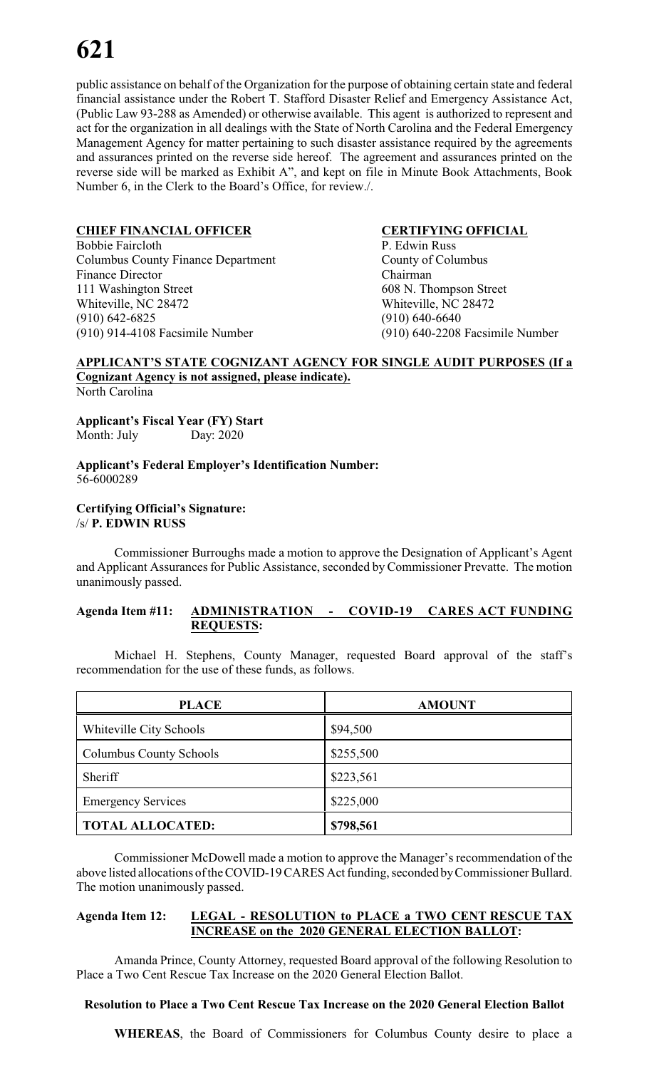public assistance on behalf of the Organization for the purpose of obtaining certain state and federal financial assistance under the Robert T. Stafford Disaster Relief and Emergency Assistance Act, (Public Law 93-288 as Amended) or otherwise available. This agent is authorized to represent and act for the organization in all dealings with the State of North Carolina and the Federal Emergency Management Agency for matter pertaining to such disaster assistance required by the agreements and assurances printed on the reverse side hereof. The agreement and assurances printed on the reverse side will be marked as Exhibit A", and kept on file in Minute Book Attachments, Book Number 6, in the Clerk to the Board's Office, for review./.

**CHIEF FINANCIAL OFFICER**
Bobbie Faircloth
Columbus County Finance Department
Finance Director
111 Washington Street
Whiteville, NC 28472
(910) 642-6825
(910) 914-4108 Facsimile Number

**CERTIFYING OFFICIAL**
P. Edwin Russ
County of Columbus
Chairman
608 N. Thompson Street
Whiteville, NC 28472
(910) 640-6640
(910) 640-2208 Facsimile Number

**APPLICANT'S STATE COGNIZANT AGENCY FOR SINGLE AUDIT PURPOSES (If a Cognizant Agency is not assigned, please indicate).**
North Carolina

**Applicant's Fiscal Year (FY) Start**
Month: July Day: 2020

**Applicant's Federal Employer's Identification Number:**
56-6000289

**Certifying Official's Signature:**
/s/ **P. EDWIN RUSS**

Commissioner Burroughs made a motion to approve the Designation of Applicant's Agent and Applicant Assurances for Public Assistance, seconded by Commissioner Prevatte. The motion unanimously passed.

**Agenda Item #11: ADMINISTRATION - COVID-19 CARES ACT FUNDING REQUESTS:**

Michael H. Stephens, County Manager, requested Board approval of the staff's recommendation for the use of these funds, as follows.

| PLACE | AMOUNT |
|---|---|
| Whiteville City Schools | $94,500 |
| Columbus County Schools | $255,500 |
| Sheriff | $223,561 |
| Emergency Services | $225,000 |
| **TOTAL ALLOCATED:** | **$798,561** |

Commissioner McDowell made a motion to approve the Manager's recommendation of the above listed allocations of the COVID-19 CARES Act funding, seconded by Commissioner Bullard. The motion unanimously passed.

**Agenda Item 12: LEGAL - RESOLUTION to PLACE a TWO CENT RESCUE TAX INCREASE on the 2020 GENERAL ELECTION BALLOT:**

Amanda Prince, County Attorney, requested Board approval of the following Resolution to Place a Two Cent Rescue Tax Increase on the 2020 General Election Ballot.

**Resolution to Place a Two Cent Rescue Tax Increase on the 2020 General Election Ballot**

**WHEREAS**, the Board of Commissioners for Columbus County desire to place a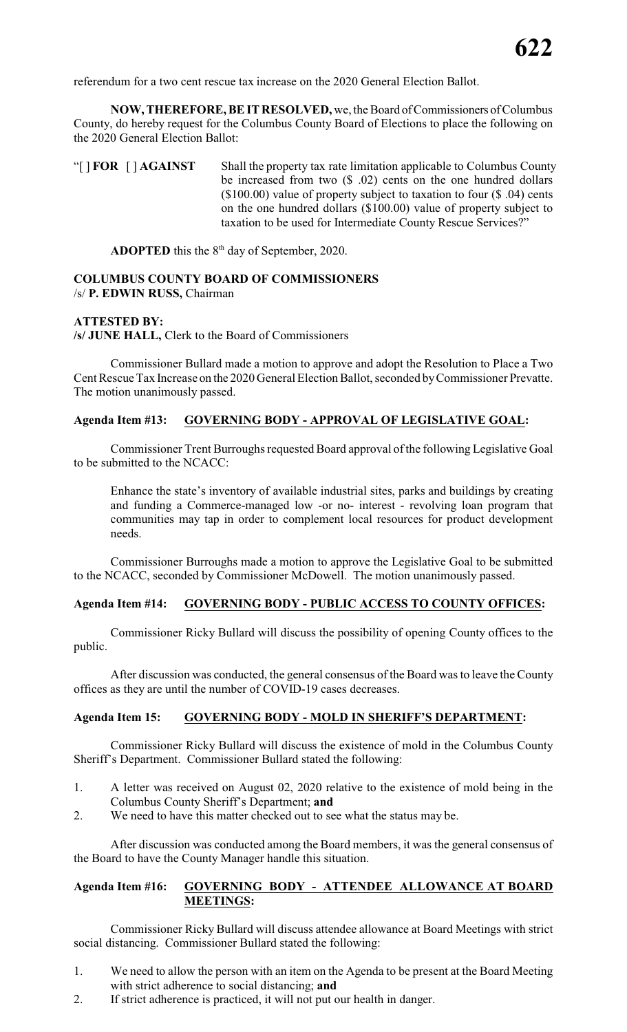referendum for a two cent rescue tax increase on the 2020 General Election Ballot.

**NOW, THEREFORE, BE IT RESOLVED,** we, the Board of Commissioners of Columbus County, do hereby request for the Columbus County Board of Elections to place the following on the 2020 General Election Ballot:

"[ ] **FOR** [ ] **AGAINST** Shall the property tax rate limitation applicable to Columbus County be increased from two ($ .02) cents on the one hundred dollars ($100.00) value of property subject to taxation to four ($ .04) cents on the one hundred dollars ($100.00) value of property subject to taxation to be used for Intermediate County Rescue Services?"

**ADOPTED** this the 8th day of September, 2020.

**COLUMBUS COUNTY BOARD OF COMMISSIONERS**
/s/ **P. EDWIN RUSS,** Chairman

**ATTESTED BY:**
**/s/ JUNE HALL,** Clerk to the Board of Commissioners

Commissioner Bullard made a motion to approve and adopt the Resolution to Place a Two Cent Rescue Tax Increase on the 2020 General Election Ballot, seconded by Commissioner Prevatte. The motion unanimously passed.

**Agenda Item #13: GOVERNING BODY - APPROVAL OF LEGISLATIVE GOAL:**

Commissioner Trent Burroughs requested Board approval of the following Legislative Goal to be submitted to the NCACC:

Enhance the state's inventory of available industrial sites, parks and buildings by creating and funding a Commerce-managed low -or no- interest - revolving loan program that communities may tap in order to complement local resources for product development needs.

Commissioner Burroughs made a motion to approve the Legislative Goal to be submitted to the NCACC, seconded by Commissioner McDowell. The motion unanimously passed.

**Agenda Item #14: GOVERNING BODY - PUBLIC ACCESS TO COUNTY OFFICES:**

Commissioner Ricky Bullard will discuss the possibility of opening County offices to the public.

After discussion was conducted, the general consensus of the Board was to leave the County offices as they are until the number of COVID-19 cases decreases.

**Agenda Item 15: GOVERNING BODY - MOLD IN SHERIFF'S DEPARTMENT:**

Commissioner Ricky Bullard will discuss the existence of mold in the Columbus County Sheriff's Department. Commissioner Bullard stated the following:

1. A letter was received on August 02, 2020 relative to the existence of mold being in the Columbus County Sheriff's Department; **and**
2. We need to have this matter checked out to see what the status may be.

After discussion was conducted among the Board members, it was the general consensus of the Board to have the County Manager handle this situation.

**Agenda Item #16: GOVERNING BODY - ATTENDEE ALLOWANCE AT BOARD MEETINGS:**

Commissioner Ricky Bullard will discuss attendee allowance at Board Meetings with strict social distancing. Commissioner Bullard stated the following:

1. We need to allow the person with an item on the Agenda to be present at the Board Meeting with strict adherence to social distancing; **and**
2. If strict adherence is practiced, it will not put our health in danger.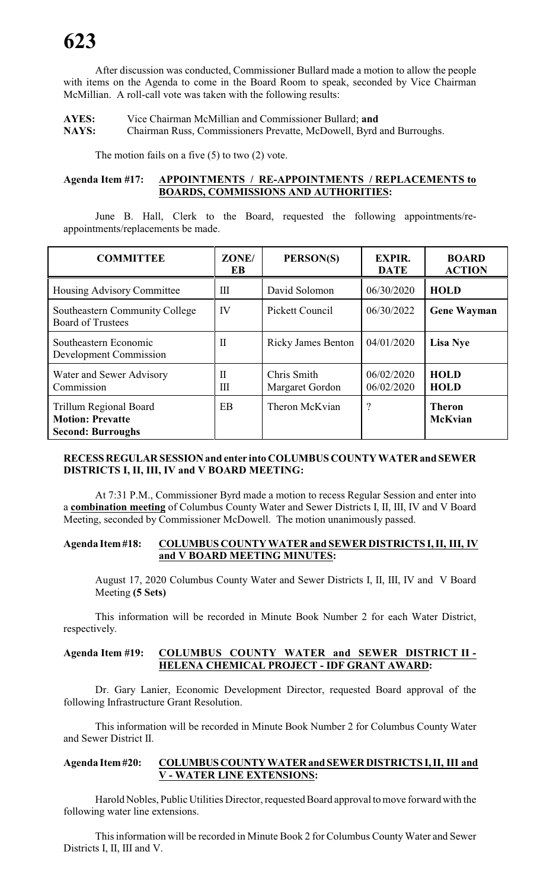After discussion was conducted, Commissioner Bullard made a motion to allow the people with items on the Agenda to come in the Board Room to speak, seconded by Vice Chairman McMillian. A roll-call vote was taken with the following results:

**AYES:** Vice Chairman McMillian and Commissioner Bullard; **and**
**NAYS:** Chairman Russ, Commissioners Prevatte, McDowell, Byrd and Burroughs.

The motion fails on a five (5) to two (2) vote.

**Agenda Item #17: APPOINTMENTS / RE-APPOINTMENTS / REPLACEMENTS to BOARDS, COMMISSIONS AND AUTHORITIES:**

June B. Hall, Clerk to the Board, requested the following appointments/re-appointments/replacements be made.

| COMMITTEE | ZONE/ EB | PERSON(S) | EXPIR. DATE | BOARD ACTION |
|---|---|---|---|---|
| Housing Advisory Committee | III | David Solomon | 06/30/2020 | **HOLD** |
| Southeastern Community College Board of Trustees | IV | Pickett Council | 06/30/2022 | **Gene Wayman** |
| Southeastern Economic Development Commission | II | Ricky James Benton | 04/01/2020 | **Lisa Nye** |
| Water and Sewer Advisory Commission | II<br>III | Chris Smith<br>Margaret Gordon | 06/02/2020<br>06/02/2020 | **HOLD**<br>**HOLD** |
| Trillum Regional Board<br>**Motion: Prevatte**<br>**Second: Burroughs** | EB | Theron McKvian | ? | **Theron McKvian** |

**RECESS REGULAR SESSION and enter into COLUMBUS COUNTY WATER and SEWER DISTRICTS I, II, III, IV and V BOARD MEETING:**

At 7:31 P.M., Commissioner Byrd made a motion to recess Regular Session and enter into a **combination meeting** of Columbus County Water and Sewer Districts I, II, III, IV and V Board Meeting, seconded by Commissioner McDowell. The motion unanimously passed.

**Agenda Item #18: COLUMBUS COUNTY WATER and SEWER DISTRICTS I, II, III, IV and V BOARD MEETING MINUTES:**

August 17, 2020 Columbus County Water and Sewer Districts I, II, III, IV and V Board Meeting **(5 Sets)**

This information will be recorded in Minute Book Number 2 for each Water District, respectively.

**Agenda Item #19: COLUMBUS COUNTY WATER and SEWER DISTRICT II - HELENA CHEMICAL PROJECT - IDF GRANT AWARD:**

Dr. Gary Lanier, Economic Development Director, requested Board approval of the following Infrastructure Grant Resolution.

This information will be recorded in Minute Book Number 2 for Columbus County Water and Sewer District II.

**Agenda Item #20: COLUMBUS COUNTY WATER and SEWER DISTRICTS I, II, III and V - WATER LINE EXTENSIONS:**

Harold Nobles, Public Utilities Director, requested Board approval to move forward with the following water line extensions.

This information will be recorded in Minute Book 2 for Columbus County Water and Sewer Districts I, II, III and V.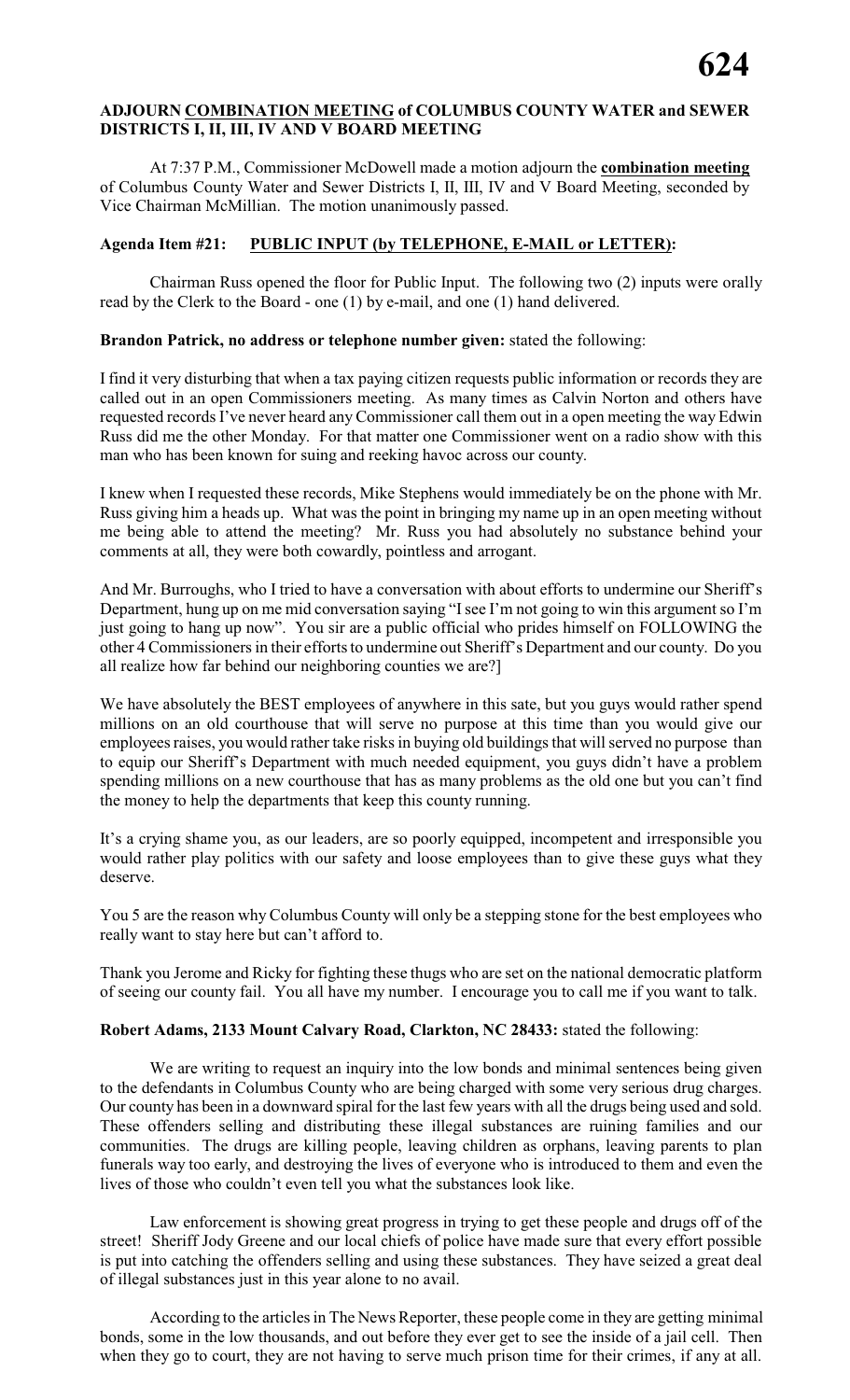**ADJOURN COMBINATION MEETING of COLUMBUS COUNTY WATER and SEWER DISTRICTS I, II, III, IV AND V BOARD MEETING**

At 7:37 P.M., Commissioner McDowell made a motion adjourn the **combination meeting** of Columbus County Water and Sewer Districts I, II, III, IV and V Board Meeting, seconded by Vice Chairman McMillian. The motion unanimously passed.

**Agenda Item #21: PUBLIC INPUT (by TELEPHONE, E-MAIL or LETTER):**

Chairman Russ opened the floor for Public Input. The following two (2) inputs were orally read by the Clerk to the Board - one (1) by e-mail, and one (1) hand delivered.

**Brandon Patrick, no address or telephone number given:** stated the following:

I find it very disturbing that when a tax paying citizen requests public information or records they are called out in an open Commissioners meeting. As many times as Calvin Norton and others have requested records I've never heard any Commissioner call them out in a open meeting the way Edwin Russ did me the other Monday. For that matter one Commissioner went on a radio show with this man who has been known for suing and reeking havoc across our county.

I knew when I requested these records, Mike Stephens would immediately be on the phone with Mr. Russ giving him a heads up. What was the point in bringing my name up in an open meeting without me being able to attend the meeting? Mr. Russ you had absolutely no substance behind your comments at all, they were both cowardly, pointless and arrogant.

And Mr. Burroughs, who I tried to have a conversation with about efforts to undermine our Sheriff's Department, hung up on me mid conversation saying "I see I'm not going to win this argument so I'm just going to hang up now". You sir are a public official who prides himself on FOLLOWING the other 4 Commissioners in their efforts to undermine out Sheriff's Department and our county. Do you all realize how far behind our neighboring counties we are?]

We have absolutely the BEST employees of anywhere in this sate, but you guys would rather spend millions on an old courthouse that will serve no purpose at this time than you would give our employees raises, you would rather take risks in buying old buildings that will served no purpose than to equip our Sheriff's Department with much needed equipment, you guys didn't have a problem spending millions on a new courthouse that has as many problems as the old one but you can't find the money to help the departments that keep this county running.

It's a crying shame you, as our leaders, are so poorly equipped, incompetent and irresponsible you would rather play politics with our safety and loose employees than to give these guys what they deserve.

You 5 are the reason why Columbus County will only be a stepping stone for the best employees who really want to stay here but can't afford to.

Thank you Jerome and Ricky for fighting these thugs who are set on the national democratic platform of seeing our county fail. You all have my number. I encourage you to call me if you want to talk.

**Robert Adams, 2133 Mount Calvary Road, Clarkton, NC 28433:** stated the following:

We are writing to request an inquiry into the low bonds and minimal sentences being given to the defendants in Columbus County who are being charged with some very serious drug charges. Our county has been in a downward spiral for the last few years with all the drugs being used and sold. These offenders selling and distributing these illegal substances are ruining families and our communities. The drugs are killing people, leaving children as orphans, leaving parents to plan funerals way too early, and destroying the lives of everyone who is introduced to them and even the lives of those who couldn't even tell you what the substances look like.

Law enforcement is showing great progress in trying to get these people and drugs off of the street! Sheriff Jody Greene and our local chiefs of police have made sure that every effort possible is put into catching the offenders selling and using these substances. They have seized a great deal of illegal substances just in this year alone to no avail.

According to the articles in The News Reporter, these people come in they are getting minimal bonds, some in the low thousands, and out before they ever get to see the inside of a jail cell. Then when they go to court, they are not having to serve much prison time for their crimes, if any at all.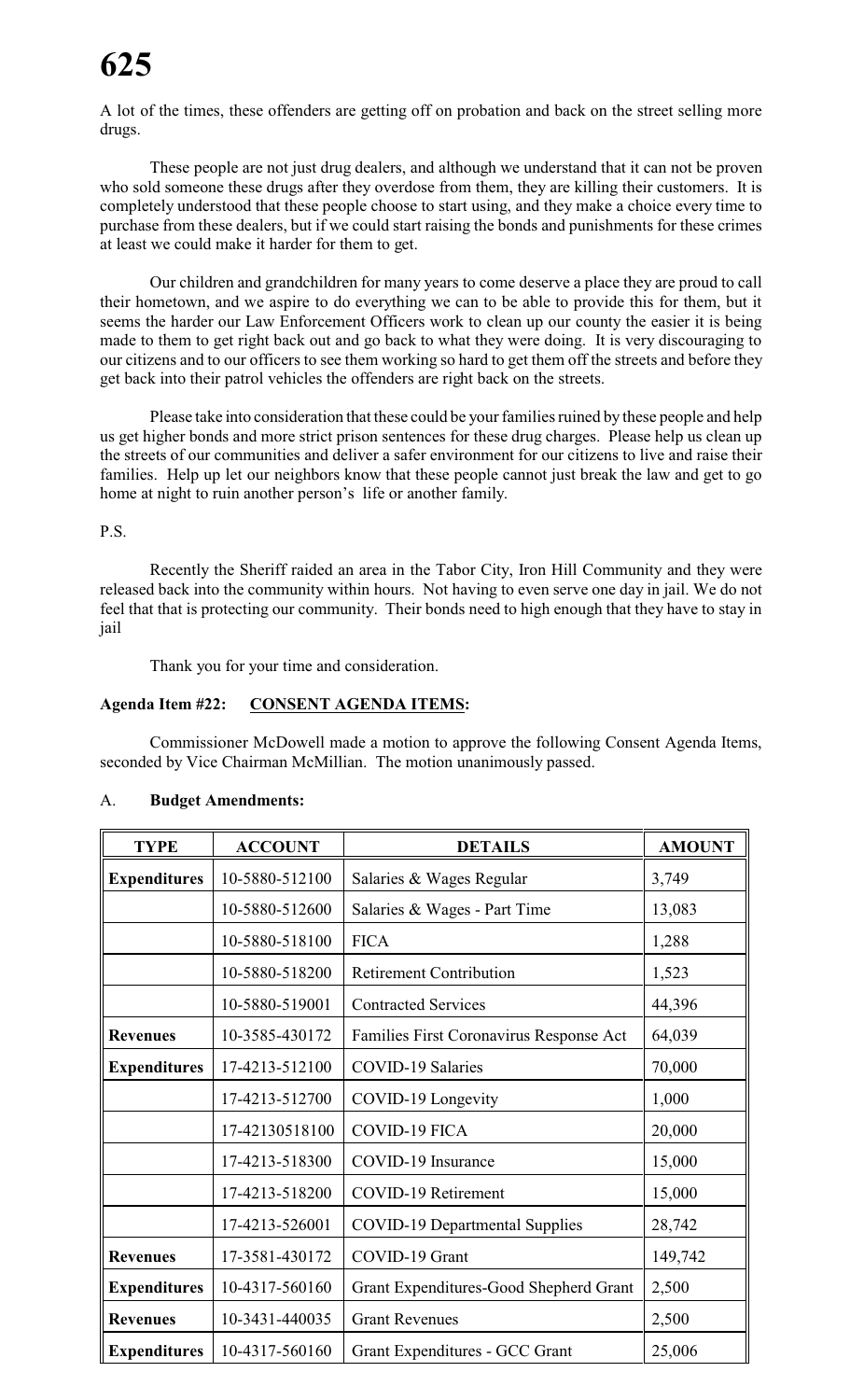A lot of the times, these offenders are getting off on probation and back on the street selling more drugs.

These people are not just drug dealers, and although we understand that it can not be proven who sold someone these drugs after they overdose from them, they are killing their customers. It is completely understood that these people choose to start using, and they make a choice every time to purchase from these dealers, but if we could start raising the bonds and punishments for these crimes at least we could make it harder for them to get.

Our children and grandchildren for many years to come deserve a place they are proud to call their hometown, and we aspire to do everything we can to be able to provide this for them, but it seems the harder our Law Enforcement Officers work to clean up our county the easier it is being made to them to get right back out and go back to what they were doing. It is very discouraging to our citizens and to our officers to see them working so hard to get them off the streets and before they get back into their patrol vehicles the offenders are right back on the streets.

Please take into consideration that these could be your families ruined by these people and help us get higher bonds and more strict prison sentences for these drug charges. Please help us clean up the streets of our communities and deliver a safer environment for our citizens to live and raise their families. Help up let our neighbors know that these people cannot just break the law and get to go home at night to ruin another person's life or another family.

P.S.

Recently the Sheriff raided an area in the Tabor City, Iron Hill Community and they were released back into the community within hours. Not having to even serve one day in jail. We do not feel that that is protecting our community. Their bonds need to high enough that they have to stay in jail

Thank you for your time and consideration.

**Agenda Item #22: CONSENT AGENDA ITEMS:**

Commissioner McDowell made a motion to approve the following Consent Agenda Items, seconded by Vice Chairman McMillian. The motion unanimously passed.

A. **Budget Amendments:**

| TYPE | ACCOUNT | DETAILS | AMOUNT |
|---|---|---|---|
| **Expenditures** | 10-5880-512100 | Salaries & Wages Regular | 3,749 |
| | 10-5880-512600 | Salaries & Wages - Part Time | 13,083 |
| | 10-5880-518100 | FICA | 1,288 |
| | 10-5880-518200 | Retirement Contribution | 1,523 |
| | 10-5880-519001 | Contracted Services | 44,396 |
| **Revenues** | 10-3585-430172 | Families First Coronavirus Response Act | 64,039 |
| **Expenditures** | 17-4213-512100 | COVID-19 Salaries | 70,000 |
| | 17-4213-512700 | COVID-19 Longevity | 1,000 |
| | 17-42130518100 | COVID-19 FICA | 20,000 |
| | 17-4213-518300 | COVID-19 Insurance | 15,000 |
| | 17-4213-518200 | COVID-19 Retirement | 15,000 |
| | 17-4213-526001 | COVID-19 Departmental Supplies | 28,742 |
| **Revenues** | 17-3581-430172 | COVID-19 Grant | 149,742 |
| **Expenditures** | 10-4317-560160 | Grant Expenditures-Good Shepherd Grant | 2,500 |
| **Revenues** | 10-3431-440035 | Grant Revenues | 2,500 |
| **Expenditures** | 10-4317-560160 | Grant Expenditures - GCC Grant | 25,006 |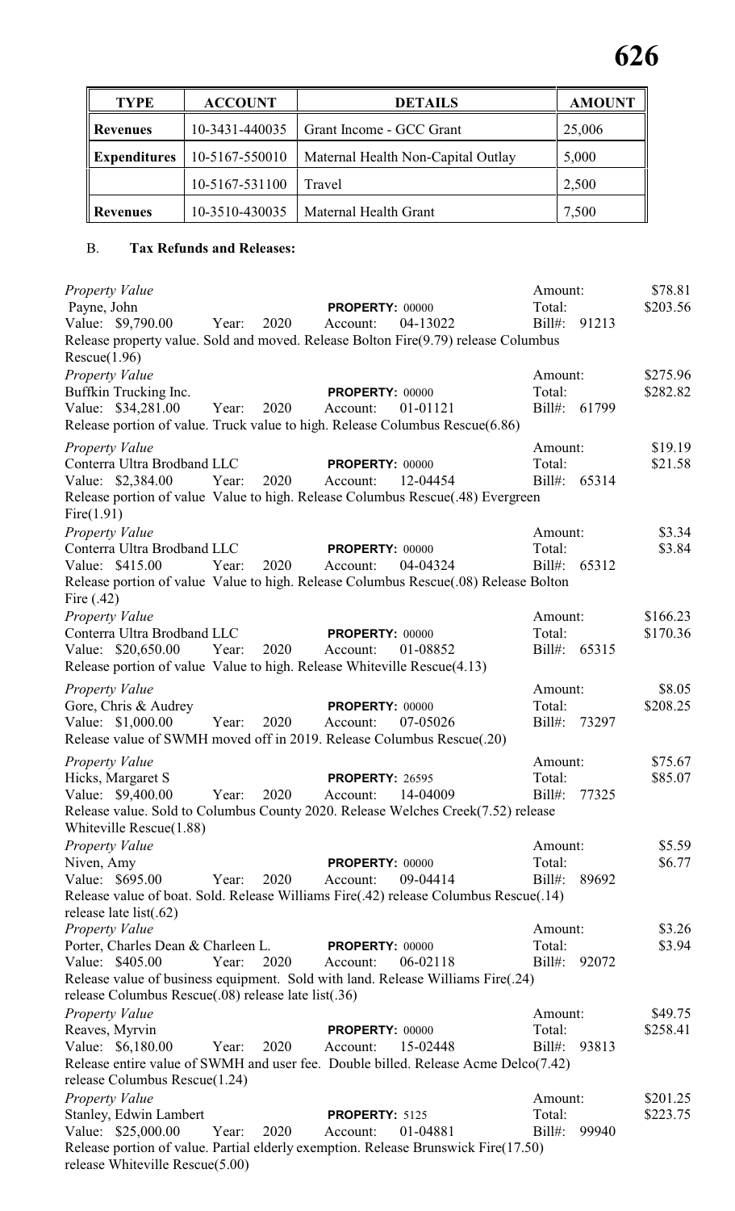| TYPE | ACCOUNT | DETAILS | AMOUNT |
|---|---|---|---|
| Revenues | 10-3431-440035 | Grant Income - GCC Grant | 25,006 |
| Expenditures | 10-5167-550010 | Maternal Health Non-Capital Outlay | 5,000 |
| | 10-5167-531100 | Travel | 2,500 |
| Revenues | 10-3510-430035 | Maternal Health Grant | 7,500 |

B. **Tax Refunds and Releases:**

*Property Value* — Amount: $78.81
Payne, John — PROPERTY: 00000 — Total: $203.56
Value: $9,790.00 Year: 2020 Account: 04-13022 Bill#: 91213
Release property value. Sold and moved. Release Bolton Fire(9.79) release Columbus Rescue(1.96)

*Property Value* — Amount: $275.96
Buffkin Trucking Inc. — PROPERTY: 00000 — Total: $282.82
Value: $34,281.00 Year: 2020 Account: 01-01121 Bill#: 61799
Release portion of value. Truck value to high. Release Columbus Rescue(6.86)

*Property Value* — Amount: $19.19
Conterra Ultra Brodband LLC — PROPERTY: 00000 — Total: $21.58
Value: $2,384.00 Year: 2020 Account: 12-04454 Bill#: 65314
Release portion of value Value to high. Release Columbus Rescue(.48) Evergreen Fire(1.91)

*Property Value* — Amount: $3.34
Conterra Ultra Brodband LLC — PROPERTY: 00000 — Total: $3.84
Value: $415.00 Year: 2020 Account: 04-04324 Bill#: 65312
Release portion of value Value to high. Release Columbus Rescue(.08) Release Bolton Fire (.42)

*Property Value* — Amount: $166.23
Conterra Ultra Brodband LLC — PROPERTY: 00000 — Total: $170.36
Value: $20,650.00 Year: 2020 Account: 01-08852 Bill#: 65315
Release portion of value Value to high. Release Whiteville Rescue(4.13)

*Property Value* — Amount: $8.05
Gore, Chris & Audrey — PROPERTY: 00000 — Total: $208.25
Value: $1,000.00 Year: 2020 Account: 07-05026 Bill#: 73297
Release value of SWMH moved off in 2019. Release Columbus Rescue(.20)

*Property Value* — Amount: $75.67
Hicks, Margaret S — PROPERTY: 26595 — Total: $85.07
Value: $9,400.00 Year: 2020 Account: 14-04009 Bill#: 77325
Release value. Sold to Columbus County 2020. Release Welches Creek(7.52) release Whiteville Rescue(1.88)

*Property Value* — Amount: $5.59
Niven, Amy — PROPERTY: 00000 — Total: $6.77
Value: $695.00 Year: 2020 Account: 09-04414 Bill#: 89692
Release value of boat. Sold. Release Williams Fire(.42) release Columbus Rescue(.14) release late list(.62)

*Property Value* — Amount: $3.26
Porter, Charles Dean & Charleen L. — PROPERTY: 00000 — Total: $3.94
Value: $405.00 Year: 2020 Account: 06-02118 Bill#: 92072
Release value of business equipment. Sold with land. Release Williams Fire(.24) release Columbus Rescue(.08) release late list(.36)

*Property Value* — Amount: $49.75
Reaves, Myrvin — PROPERTY: 00000 — Total: $258.41
Value: $6,180.00 Year: 2020 Account: 15-02448 Bill#: 93813
Release entire value of SWMH and user fee. Double billed. Release Acme Delco(7.42) release Columbus Rescue(1.24)

*Property Value* — Amount: $201.25
Stanley, Edwin Lambert — PROPERTY: 5125 — Total: $223.75
Value: $25,000.00 Year: 2020 Account: 01-04881 Bill#: 99940
Release portion of value. Partial elderly exemption. Release Brunswick Fire(17.50) release Whiteville Rescue(5.00)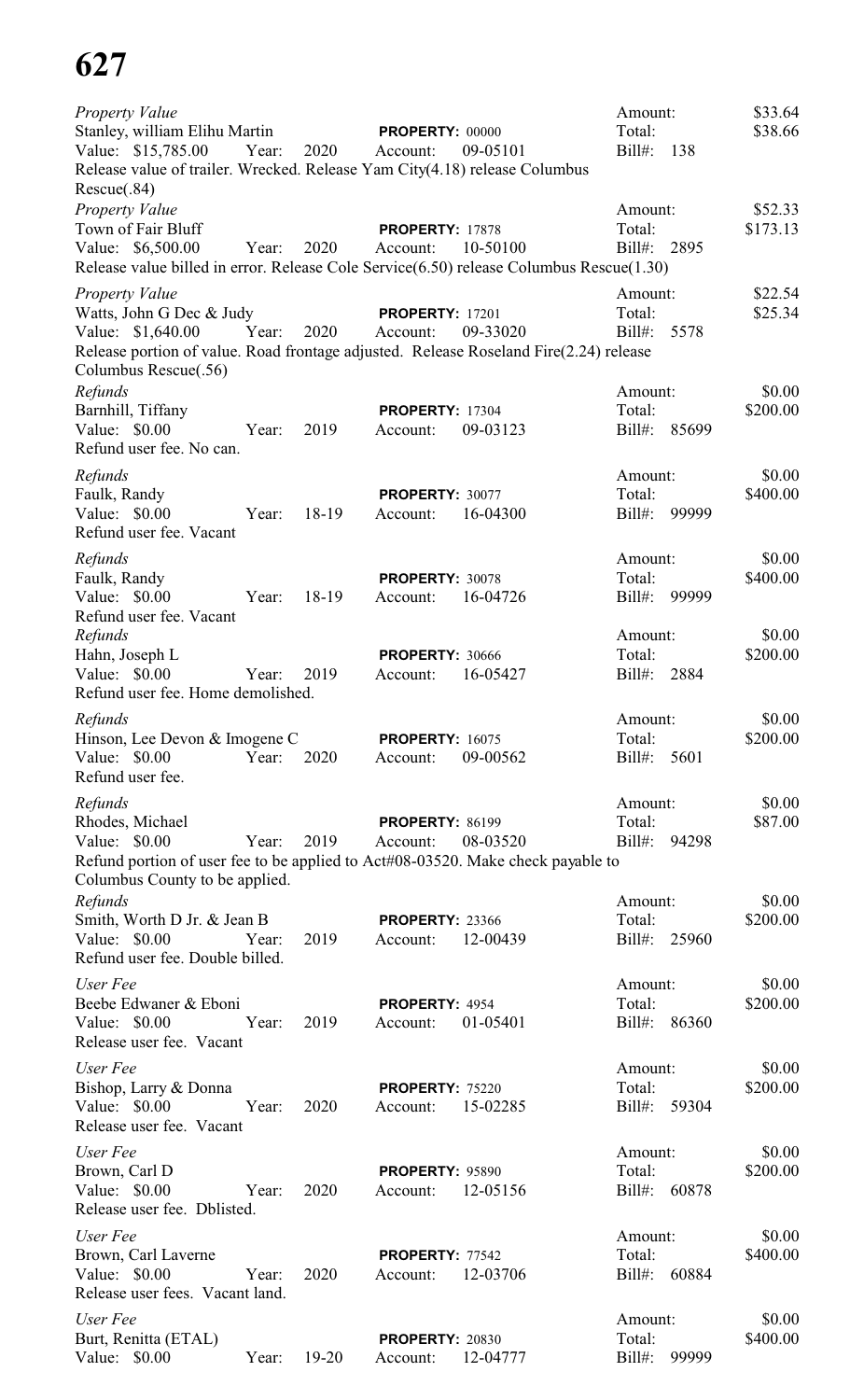# 627

*Property Value*
Stanley, william Elihu Martin — **PROPERTY:** 00000 — Amount: $33.64
Value: $15,785.00 — Year: 2020 — Account: 09-05101 — Total: $38.66
Bill#: 138
Release value of trailer. Wrecked. Release Yam City(4.18) release Columbus Rescue(.84)

*Property Value*
Town of Fair Bluff — **PROPERTY:** 17878 — Amount: $52.33
Value: $6,500.00 — Year: 2020 — Account: 10-50100 — Total: $173.13
Bill#: 2895
Release value billed in error. Release Cole Service(6.50) release Columbus Rescue(1.30)

*Property Value*
Watts, John G Dec & Judy — **PROPERTY:** 17201 — Amount: $22.54
Value: $1,640.00 — Year: 2020 — Account: 09-33020 — Total: $25.34
Bill#: 5578
Release portion of value. Road frontage adjusted. Release Roseland Fire(2.24) release Columbus Rescue(.56)

*Refunds*
Barnhill, Tiffany — **PROPERTY:** 17304 — Amount: $0.00
Value: $0.00 — Year: 2019 — Account: 09-03123 — Total: $200.00
Bill#: 85699
Refund user fee. No can.

*Refunds*
Faulk, Randy — **PROPERTY:** 30077 — Amount: $0.00
Value: $0.00 — Year: 18-19 — Account: 16-04300 — Total: $400.00
Bill#: 99999
Refund user fee. Vacant

*Refunds*
Faulk, Randy — **PROPERTY:** 30078 — Amount: $0.00
Value: $0.00 — Year: 18-19 — Account: 16-04726 — Total: $400.00
Bill#: 99999
Refund user fee. Vacant

*Refunds*
Hahn, Joseph L — **PROPERTY:** 30666 — Amount: $0.00
Value: $0.00 — Year: 2019 — Account: 16-05427 — Total: $200.00
Bill#: 2884
Refund user fee. Home demolished.

*Refunds*
Hinson, Lee Devon & Imogene C — **PROPERTY:** 16075 — Amount: $0.00
Value: $0.00 — Year: 2020 — Account: 09-00562 — Total: $200.00
Bill#: 5601
Refund user fee.

*Refunds*
Rhodes, Michael — **PROPERTY:** 86199 — Amount: $0.00
Value: $0.00 — Year: 2019 — Account: 08-03520 — Total: $87.00
Bill#: 94298
Refund portion of user fee to be applied to Act#08-03520. Make check payable to Columbus County to be applied.

*Refunds*
Smith, Worth D Jr. & Jean B — **PROPERTY:** 23366 — Amount: $0.00
Value: $0.00 — Year: 2019 — Account: 12-00439 — Total: $200.00
Bill#: 25960
Refund user fee. Double billed.

*User Fee*
Beebe Edwaner & Eboni — **PROPERTY:** 4954 — Amount: $0.00
Value: $0.00 — Year: 2019 — Account: 01-05401 — Total: $200.00
Bill#: 86360
Release user fee. Vacant

*User Fee*
Bishop, Larry & Donna — **PROPERTY:** 75220 — Amount: $0.00
Value: $0.00 — Year: 2020 — Account: 15-02285 — Total: $200.00
Bill#: 59304
Release user fee. Vacant

*User Fee*
Brown, Carl D — **PROPERTY:** 95890 — Amount: $0.00
Value: $0.00 — Year: 2020 — Account: 12-05156 — Total: $200.00
Bill#: 60878
Release user fee. Dblisted.

*User Fee*
Brown, Carl Laverne — **PROPERTY:** 77542 — Amount: $0.00
Value: $0.00 — Year: 2020 — Account: 12-03706 — Total: $400.00
Bill#: 60884
Release user fees. Vacant land.

*User Fee*
Burt, Renitta (ETAL) — **PROPERTY:** 20830 — Amount: $0.00
Value: $0.00 — Year: 19-20 — Account: 12-04777 — Total: $400.00
Bill#: 99999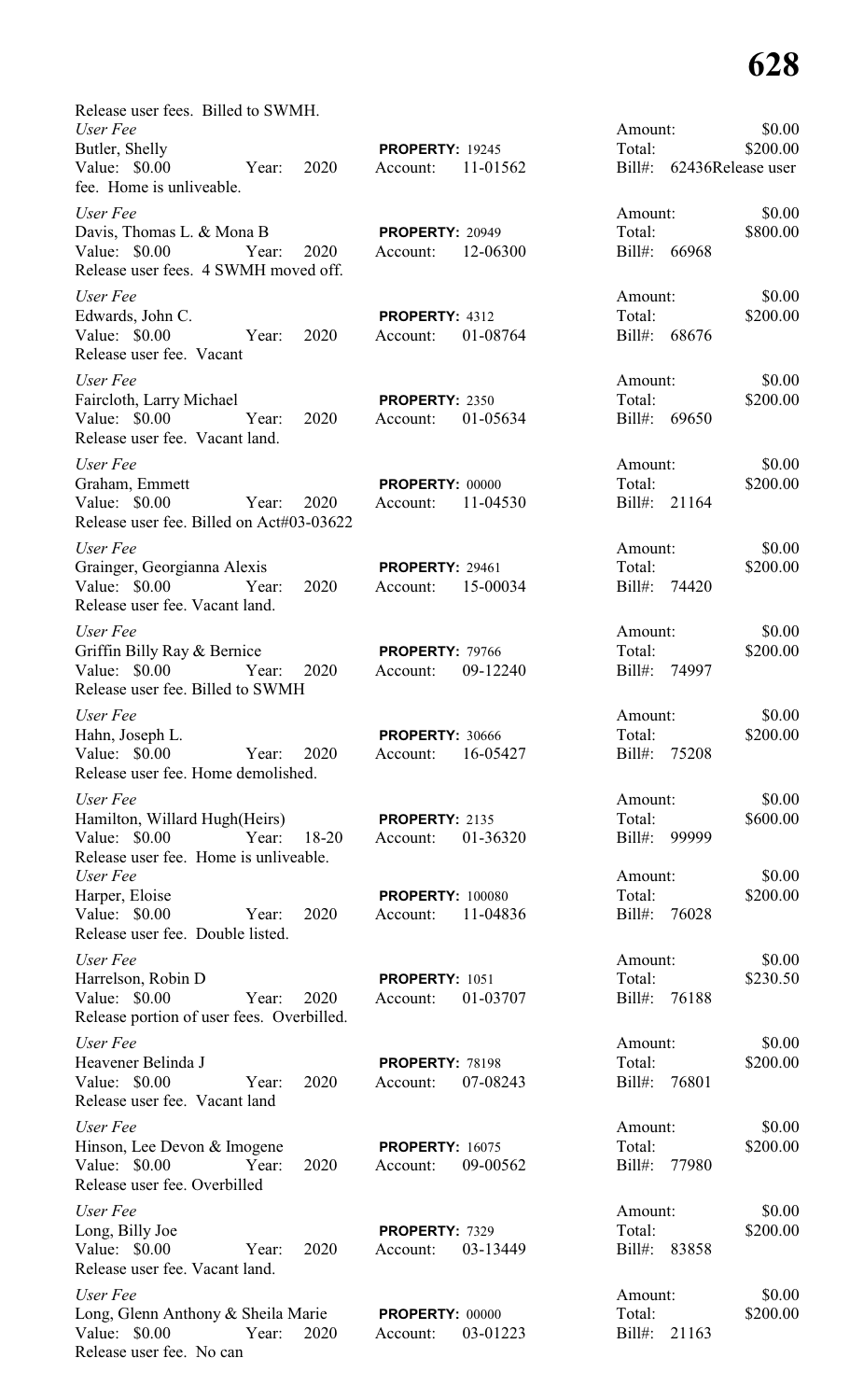Release user fees. Billed to SWMH.

*User Fee*
Butler, Shelly | **PROPERTY:** 19245 | Amount: $0.00
Value: $0.00 Year: 2020 | Account: 11-01562 | Total: $200.00
fee. Home is unliveable. | | Bill#: 62436Release user

*User Fee*
Davis, Thomas L. & Mona B | **PROPERTY:** 20949 | Amount: $0.00
Value: $0.00 Year: 2020 | Account: 12-06300 | Total: $800.00 | Bill#: 66968
Release user fees. 4 SWMH moved off.

*User Fee*
Edwards, John C. | **PROPERTY:** 4312 | Amount: $0.00
Value: $0.00 Year: 2020 | Account: 01-08764 | Total: $200.00 | Bill#: 68676
Release user fee. Vacant

*User Fee*
Faircloth, Larry Michael | **PROPERTY:** 2350 | Amount: $0.00
Value: $0.00 Year: 2020 | Account: 01-05634 | Total: $200.00 | Bill#: 69650
Release user fee. Vacant land.

*User Fee*
Graham, Emmett | **PROPERTY:** 00000 | Amount: $0.00
Value: $0.00 Year: 2020 | Account: 11-04530 | Total: $200.00 | Bill#: 21164
Release user fee. Billed on Act#03-03622

*User Fee*
Grainger, Georgianna Alexis | **PROPERTY:** 29461 | Amount: $0.00
Value: $0.00 Year: 2020 | Account: 15-00034 | Total: $200.00 | Bill#: 74420
Release user fee. Vacant land.

*User Fee*
Griffin Billy Ray & Bernice | **PROPERTY:** 79766 | Amount: $0.00
Value: $0.00 Year: 2020 | Account: 09-12240 | Total: $200.00 | Bill#: 74997
Release user fee. Billed to SWMH

*User Fee*
Hahn, Joseph L. | **PROPERTY:** 30666 | Amount: $0.00
Value: $0.00 Year: 2020 | Account: 16-05427 | Total: $200.00 | Bill#: 75208
Release user fee. Home demolished.

*User Fee*
Hamilton, Willard Hugh(Heirs) | **PROPERTY:** 2135 | Amount: $0.00
Value: $0.00 Year: 18-20 | Account: 01-36320 | Total: $600.00 | Bill#: 99999
Release user fee. Home is unliveable.

*User Fee*
Harper, Eloise | **PROPERTY:** 100080 | Amount: $0.00
Value: $0.00 Year: 2020 | Account: 11-04836 | Total: $200.00 | Bill#: 76028
Release user fee. Double listed.

*User Fee*
Harrelson, Robin D | **PROPERTY:** 1051 | Amount: $0.00
Value: $0.00 Year: 2020 | Account: 01-03707 | Total: $230.50 | Bill#: 76188
Release portion of user fees. Overbilled.

*User Fee*
Heavener Belinda J | **PROPERTY:** 78198 | Amount: $0.00
Value: $0.00 Year: 2020 | Account: 07-08243 | Total: $200.00 | Bill#: 76801
Release user fee. Vacant land

*User Fee*
Hinson, Lee Devon & Imogene | **PROPERTY:** 16075 | Amount: $0.00
Value: $0.00 Year: 2020 | Account: 09-00562 | Total: $200.00 | Bill#: 77980
Release user fee. Overbilled

*User Fee*
Long, Billy Joe | **PROPERTY:** 7329 | Amount: $0.00
Value: $0.00 Year: 2020 | Account: 03-13449 | Total: $200.00 | Bill#: 83858
Release user fee. Vacant land.

*User Fee*
Long, Glenn Anthony & Sheila Marie | **PROPERTY:** 00000 | Amount: $0.00
Value: $0.00 Year: 2020 | Account: 03-01223 | Total: $200.00 | Bill#: 21163
Release user fee. No can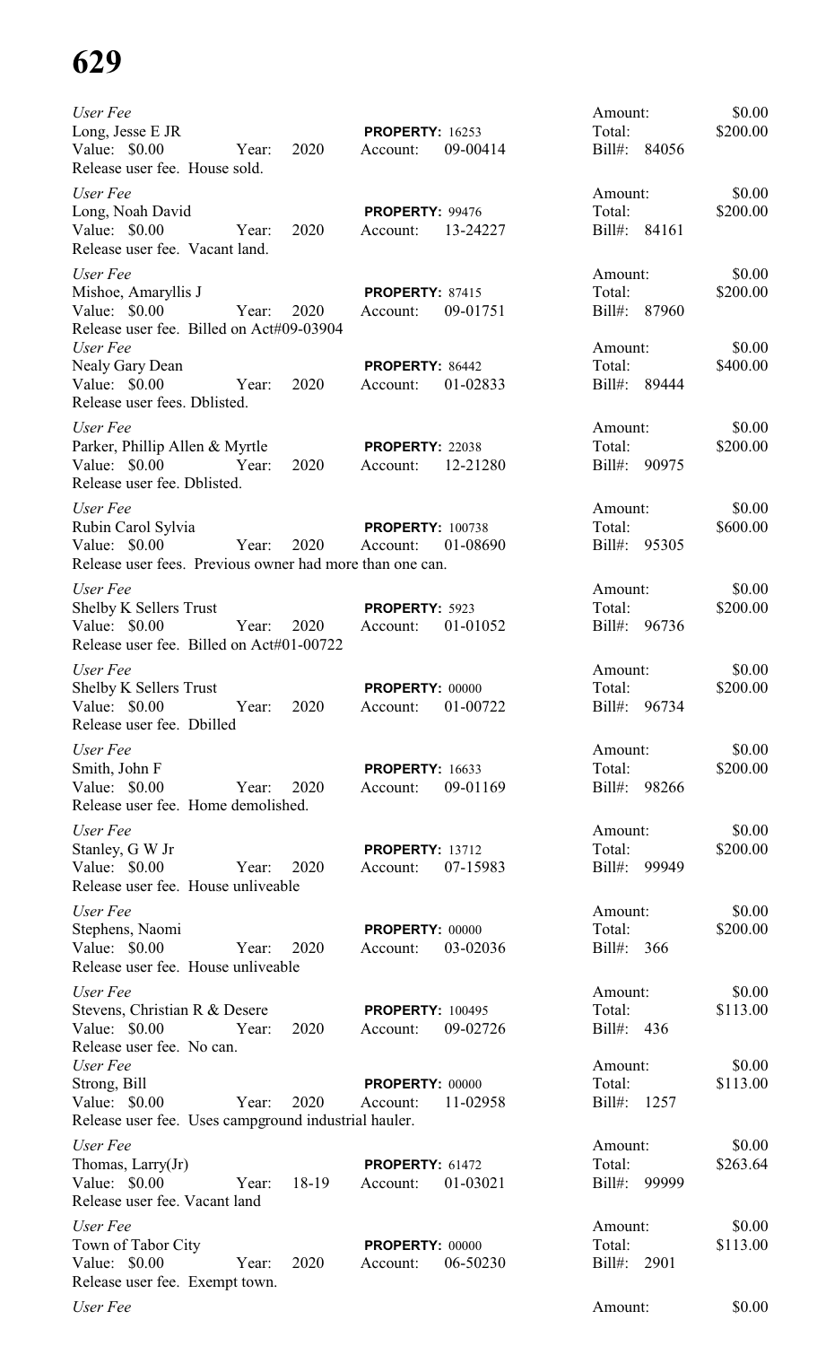User Fee
Long, Jesse E JR PROPERTY: 16253 Amount: $0.00
Value: $0.00 Year: 2020 Account: 09-00414 Total: $200.00
Bill#: 84056
Release user fee. House sold.

User Fee
Long, Noah David PROPERTY: 99476 Amount: $0.00
Value: $0.00 Year: 2020 Account: 13-24227 Total: $200.00
Bill#: 84161
Release user fee. Vacant land.

User Fee
Mishoe, Amaryllis J PROPERTY: 87415 Amount: $0.00
Value: $0.00 Year: 2020 Account: 09-01751 Total: $200.00
Bill#: 87960
Release user fee. Billed on Act#09-03904

User Fee
Nealy Gary Dean PROPERTY: 86442 Amount: $0.00
Value: $0.00 Year: 2020 Account: 01-02833 Total: $400.00
Bill#: 89444
Release user fees. Dblisted.

User Fee
Parker, Phillip Allen & Myrtle PROPERTY: 22038 Amount: $0.00
Value: $0.00 Year: 2020 Account: 12-21280 Total: $200.00
Bill#: 90975
Release user fee. Dblisted.

User Fee
Rubin Carol Sylvia PROPERTY: 100738 Amount: $0.00
Value: $0.00 Year: 2020 Account: 01-08690 Total: $600.00
Bill#: 95305
Release user fees. Previous owner had more than one can.

User Fee
Shelby K Sellers Trust PROPERTY: 5923 Amount: $0.00
Value: $0.00 Year: 2020 Account: 01-01052 Total: $200.00
Bill#: 96736
Release user fee. Billed on Act#01-00722

User Fee
Shelby K Sellers Trust PROPERTY: 00000 Amount: $0.00
Value: $0.00 Year: 2020 Account: 01-00722 Total: $200.00
Bill#: 96734
Release user fee. Dbilled

User Fee
Smith, John F PROPERTY: 16633 Amount: $0.00
Value: $0.00 Year: 2020 Account: 09-01169 Total: $200.00
Bill#: 98266
Release user fee. Home demolished.

User Fee
Stanley, G W Jr PROPERTY: 13712 Amount: $0.00
Value: $0.00 Year: 2020 Account: 07-15983 Total: $200.00
Bill#: 99949
Release user fee. House unliveable

User Fee
Stephens, Naomi PROPERTY: 00000 Amount: $0.00
Value: $0.00 Year: 2020 Account: 03-02036 Total: $200.00
Bill#: 366
Release user fee. House unliveable

User Fee
Stevens, Christian R & Desere PROPERTY: 100495 Amount: $0.00
Value: $0.00 Year: 2020 Account: 09-02726 Total: $113.00
Bill#: 436
Release user fee. No can.

User Fee
Strong, Bill PROPERTY: 00000 Amount: $0.00
Value: $0.00 Year: 2020 Account: 11-02958 Total: $113.00
Bill#: 1257
Release user fee. Uses campground industrial hauler.

User Fee
Thomas, Larry(Jr) PROPERTY: 61472 Amount: $0.00
Value: $0.00 Year: 18-19 Account: 01-03021 Total: $263.64
Bill#: 99999
Release user fee. Vacant land

User Fee
Town of Tabor City PROPERTY: 00000 Amount: $0.00
Value: $0.00 Year: 2020 Account: 06-50230 Total: $113.00
Bill#: 2901
Release user fee. Exempt town.

User Fee Amount: $0.00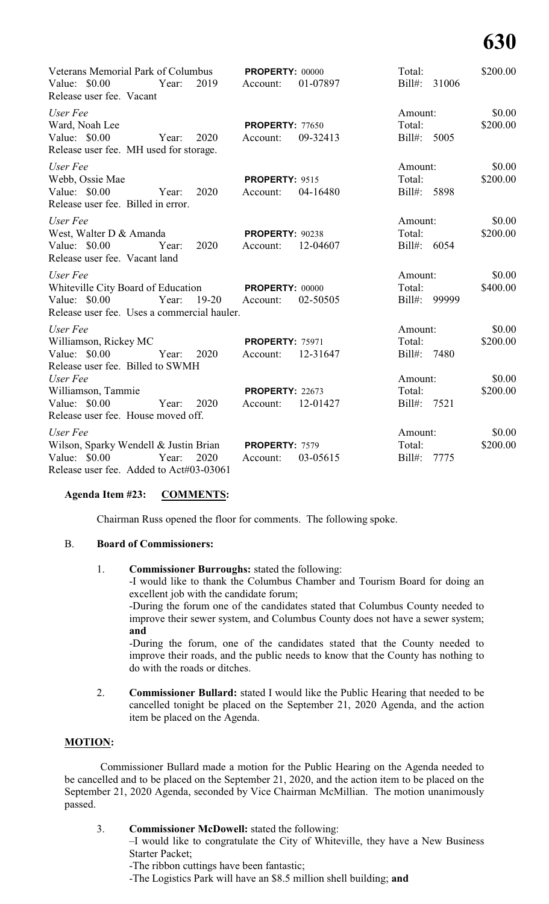| | | | |
|---|---|---|---|
| Veterans Memorial Park of Columbus<br>Value: $0.00 Year: 2019<br>Release user fee. Vacant | **PROPERTY:** 00000<br>Account: 01-07897 | Total:<br>Bill#: 31006 | $200.00 |
| *User Fee*<br>Ward, Noah Lee<br>Value: $0.00 Year: 2020<br>Release user fee. MH used for storage. | **PROPERTY:** 77650<br>Account: 09-32413 | Amount:<br>Total:<br>Bill#: 5005 | $0.00<br>$200.00 |
| *User Fee*<br>Webb, Ossie Mae<br>Value: $0.00 Year: 2020<br>Release user fee. Billed in error. | **PROPERTY:** 9515<br>Account: 04-16480 | Amount:<br>Total:<br>Bill#: 5898 | $0.00<br>$200.00 |
| *User Fee*<br>West, Walter D & Amanda<br>Value: $0.00 Year: 2020<br>Release user fee. Vacant land | **PROPERTY:** 90238<br>Account: 12-04607 | Amount:<br>Total:<br>Bill#: 6054 | $0.00<br>$200.00 |
| *User Fee*<br>Whiteville City Board of Education<br>Value: $0.00 Year: 19-20<br>Release user fee. Uses a commercial hauler. | **PROPERTY:** 00000<br>Account: 02-50505 | Amount:<br>Total:<br>Bill#: 99999 | $0.00<br>$400.00 |
| *User Fee*<br>Williamson, Rickey MC<br>Value: $0.00 Year: 2020<br>Release user fee. Billed to SWMH | **PROPERTY:** 75971<br>Account: 12-31647 | Amount:<br>Total:<br>Bill#: 7480 | $0.00<br>$200.00 |
| *User Fee*<br>Williamson, Tammie<br>Value: $0.00 Year: 2020<br>Release user fee. House moved off. | **PROPERTY:** 22673<br>Account: 12-01427 | Amount:<br>Total:<br>Bill#: 7521 | $0.00<br>$200.00 |
| *User Fee*<br>Wilson, Sparky Wendell & Justin Brian<br>Value: $0.00 Year: 2020<br>Release user fee. Added to Act#03-03061 | **PROPERTY:** 7579<br>Account: 03-05615 | Amount:<br>Total:<br>Bill#: 7775 | $0.00<br>$200.00 |

**Agenda Item #23: COMMENTS:**

Chairman Russ opened the floor for comments. The following spoke.

B. **Board of Commissioners:**

1. **Commissioner Burroughs:** stated the following:
   -I would like to thank the Columbus Chamber and Tourism Board for doing an excellent job with the candidate forum;
   -During the forum one of the candidates stated that Columbus County needed to improve their sewer system, and Columbus County does not have a sewer system; **and**
   -During the forum, one of the candidates stated that the County needed to improve their roads, and the public needs to know that the County has nothing to do with the roads or ditches.

2. **Commissioner Bullard:** stated I would like the Public Hearing that needed to be cancelled tonight be placed on the September 21, 2020 Agenda, and the action item be placed on the Agenda.

**MOTION:**

Commissioner Bullard made a motion for the Public Hearing on the Agenda needed to be cancelled and to be placed on the September 21, 2020, and the action item to be placed on the September 21, 2020 Agenda, seconded by Vice Chairman McMillian. The motion unanimously passed.

3. **Commissioner McDowell:** stated the following:
   –I would like to congratulate the City of Whiteville, they have a New Business Starter Packet;
   -The ribbon cuttings have been fantastic;
   -The Logistics Park will have an $8.5 million shell building; **and**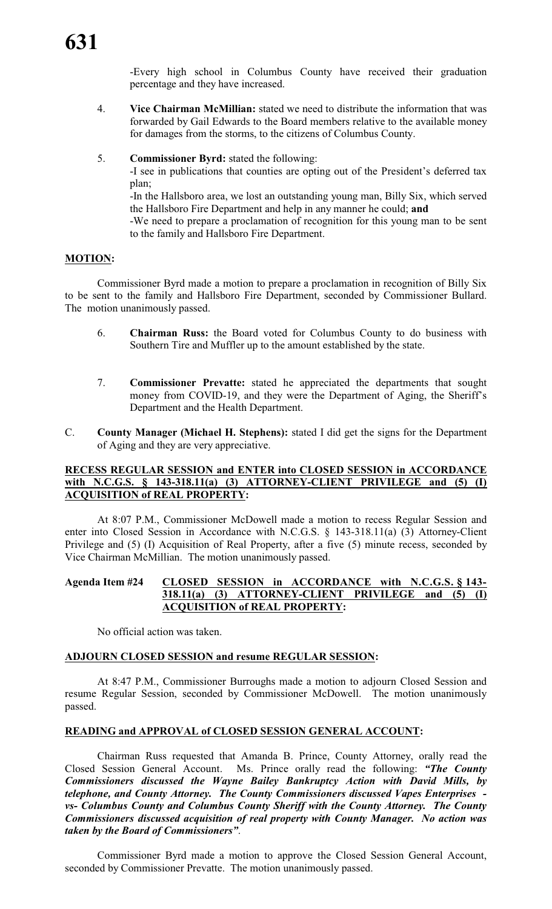-Every high school in Columbus County have received their graduation percentage and they have increased.

4. **Vice Chairman McMillian:** stated we need to distribute the information that was forwarded by Gail Edwards to the Board members relative to the available money for damages from the storms, to the citizens of Columbus County.

5. **Commissioner Byrd:** stated the following:
   -I see in publications that counties are opting out of the President's deferred tax plan;
   -In the Hallsboro area, we lost an outstanding young man, Billy Six, which served the Hallsboro Fire Department and help in any manner he could; **and**
   -We need to prepare a proclamation of recognition for this young man to be sent to the family and Hallsboro Fire Department.

**MOTION:**

Commissioner Byrd made a motion to prepare a proclamation in recognition of Billy Six to be sent to the family and Hallsboro Fire Department, seconded by Commissioner Bullard. The motion unanimously passed.

6. **Chairman Russ:** the Board voted for Columbus County to do business with Southern Tire and Muffler up to the amount established by the state.

7. **Commissioner Prevatte:** stated he appreciated the departments that sought money from COVID-19, and they were the Department of Aging, the Sheriff's Department and the Health Department.

C. **County Manager (Michael H. Stephens):** stated I did get the signs for the Department of Aging and they are very appreciative.

**RECESS REGULAR SESSION and ENTER into CLOSED SESSION in ACCORDANCE with N.C.G.S. § 143-318.11(a) (3) ATTORNEY-CLIENT PRIVILEGE and (5) (I) ACQUISITION of REAL PROPERTY:**

At 8:07 P.M., Commissioner McDowell made a motion to recess Regular Session and enter into Closed Session in Accordance with N.C.G.S. § 143-318.11(a) (3) Attorney-Client Privilege and (5) (I) Acquisition of Real Property, after a five (5) minute recess, seconded by Vice Chairman McMillian. The motion unanimously passed.

**Agenda Item #24 CLOSED SESSION in ACCORDANCE with N.C.G.S. § 143-318.11(a) (3) ATTORNEY-CLIENT PRIVILEGE and (5) (I) ACQUISITION of REAL PROPERTY:**

No official action was taken.

**ADJOURN CLOSED SESSION and resume REGULAR SESSION:**

At 8:47 P.M., Commissioner Burroughs made a motion to adjourn Closed Session and resume Regular Session, seconded by Commissioner McDowell. The motion unanimously passed.

**READING and APPROVAL of CLOSED SESSION GENERAL ACCOUNT:**

Chairman Russ requested that Amanda B. Prince, County Attorney, orally read the Closed Session General Account. Ms. Prince orally read the following: ***"The County Commissioners discussed the Wayne Bailey Bankruptcy Action with David Mills, by telephone, and County Attorney. The County Commissioners discussed Vapes Enterprises -vs- Columbus County and Columbus County Sheriff with the County Attorney. The County Commissioners discussed acquisition of real property with County Manager. No action was taken by the Board of Commissioners"***.

Commissioner Byrd made a motion to approve the Closed Session General Account, seconded by Commissioner Prevatte. The motion unanimously passed.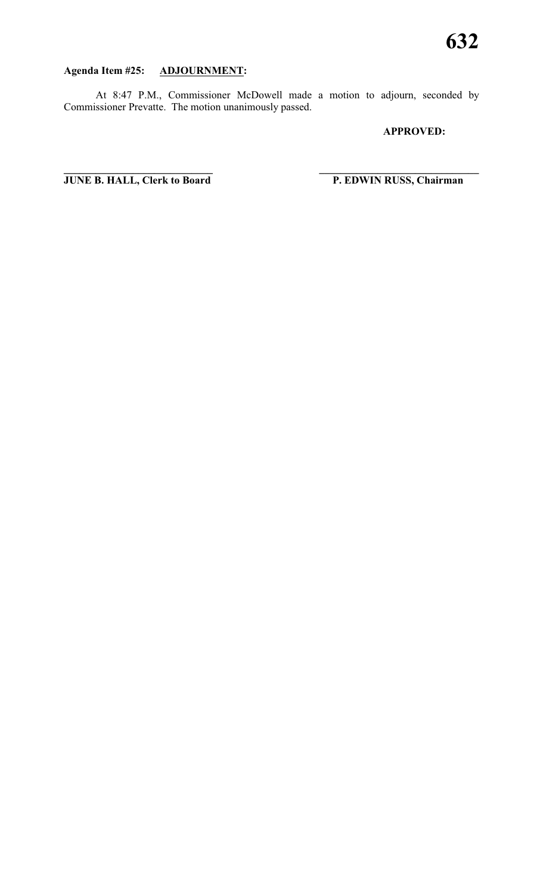**Agenda Item #25:** **ADJOURNMENT:**

At 8:47 P.M., Commissioner McDowell made a motion to adjourn, seconded by Commissioner Prevatte. The motion unanimously passed.

**APPROVED:**

\_\_\_\_\_\_\_\_\_\_\_\_\_\_\_\_\_\_\_\_\_\_\_\_\_\_\_\_ \_\_\_\_\_\_\_\_\_\_\_\_\_\_\_\_\_\_\_\_\_\_\_\_\_\_\_\_\_\_

**JUNE B. HALL, Clerk to Board** **P. EDWIN RUSS, Chairman**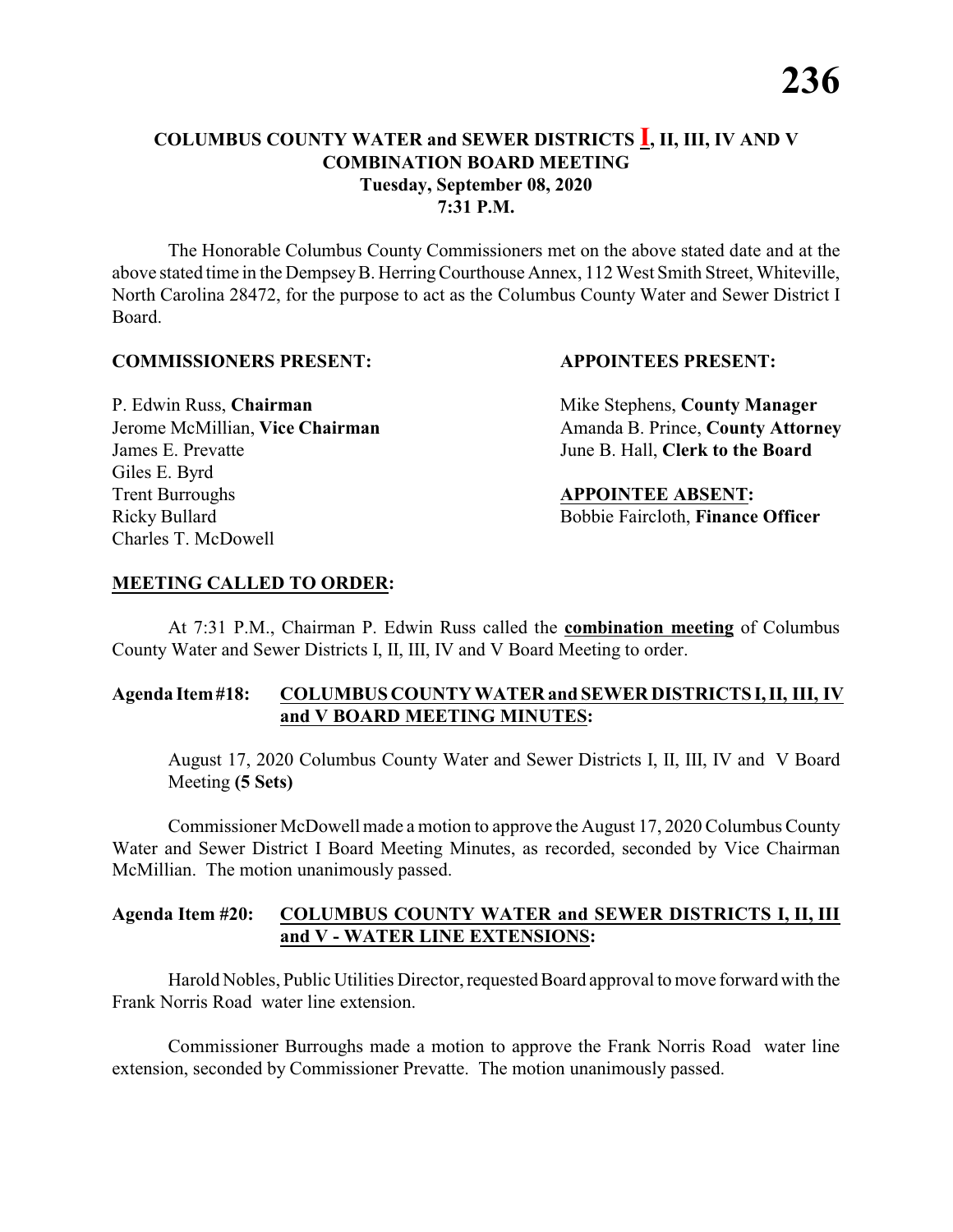## COLUMBUS COUNTY WATER and SEWER DISTRICTS I, II, III, IV AND V
## COMBINATION BOARD MEETING
### Tuesday, September 08, 2020
### 7:31 P.M.

The Honorable Columbus County Commissioners met on the above stated date and at the above stated time in the Dempsey B. Herring Courthouse Annex, 112 West Smith Street, Whiteville, North Carolina 28472, for the purpose to act as the Columbus County Water and Sewer District I Board.

**COMMISSIONERS PRESENT:**

P. Edwin Russ, **Chairman**
Jerome McMillian, **Vice Chairman**
James E. Prevatte
Giles E. Byrd
Trent Burroughs
Ricky Bullard
Charles T. McDowell

**APPOINTEES PRESENT:**

Mike Stephens, **County Manager**
Amanda B. Prince, **County Attorney**
June B. Hall, **Clerk to the Board**

**APPOINTEE ABSENT:**

Bobbie Faircloth, **Finance Officer**

**MEETING CALLED TO ORDER:**

At 7:31 P.M., Chairman P. Edwin Russ called the **combination meeting** of Columbus County Water and Sewer Districts I, II, III, IV and V Board Meeting to order.

**Agenda Item #18: COLUMBUS COUNTY WATER and SEWER DISTRICTS I, II, III, IV and V BOARD MEETING MINUTES:**

August 17, 2020 Columbus County Water and Sewer Districts I, II, III, IV and V Board Meeting **(5 Sets)**

Commissioner McDowell made a motion to approve the August 17, 2020 Columbus County Water and Sewer District I Board Meeting Minutes, as recorded, seconded by Vice Chairman McMillian. The motion unanimously passed.

**Agenda Item #20: COLUMBUS COUNTY WATER and SEWER DISTRICTS I, II, III and V - WATER LINE EXTENSIONS:**

Harold Nobles, Public Utilities Director, requested Board approval to move forward with the Frank Norris Road water line extension.

Commissioner Burroughs made a motion to approve the Frank Norris Road water line extension, seconded by Commissioner Prevatte. The motion unanimously passed.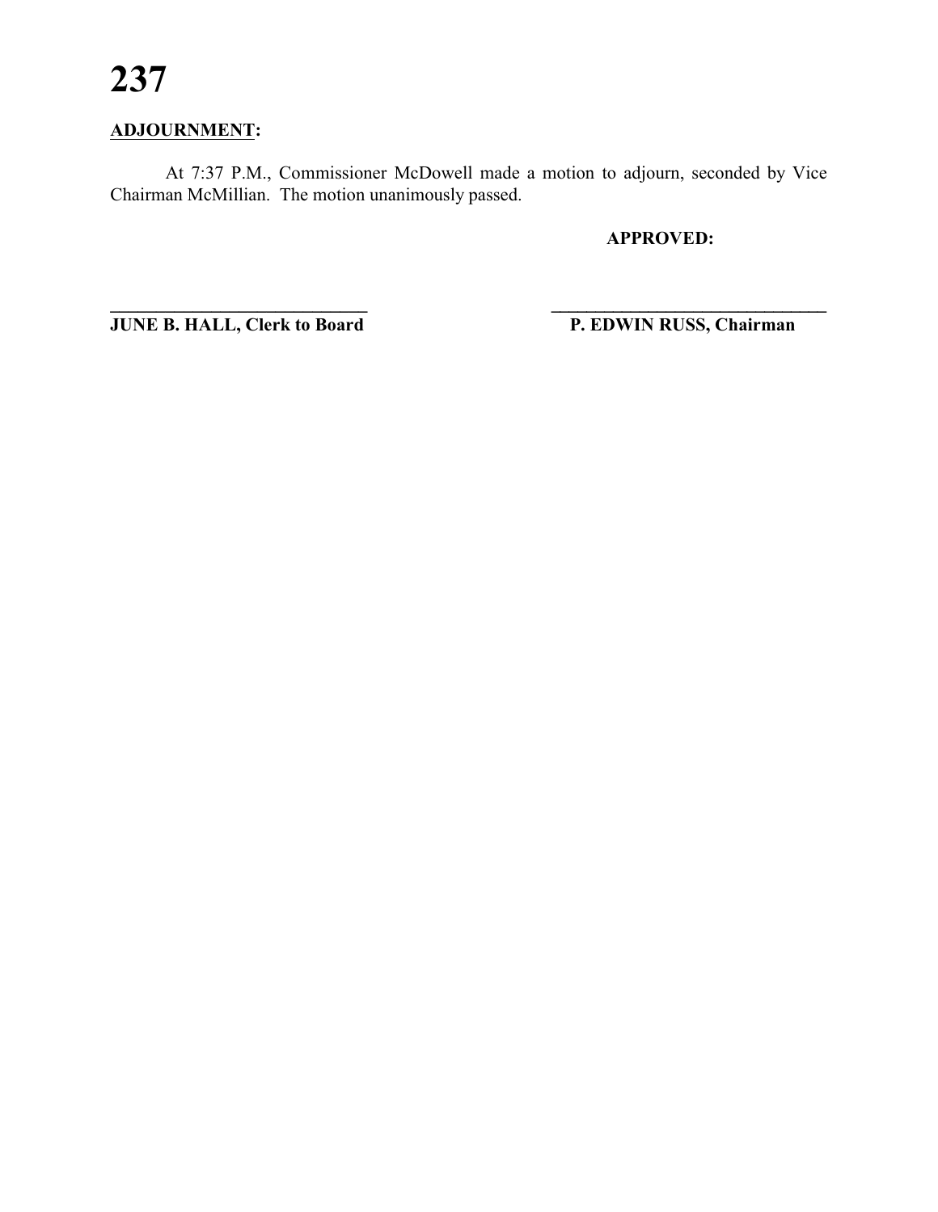**ADJOURNMENT:**

At 7:37 P.M., Commissioner McDowell made a motion to adjourn, seconded by Vice Chairman McMillian. The motion unanimously passed.

**APPROVED:**

______________________________ ______________________________

**JUNE B. HALL, Clerk to Board** **P. EDWIN RUSS, Chairman**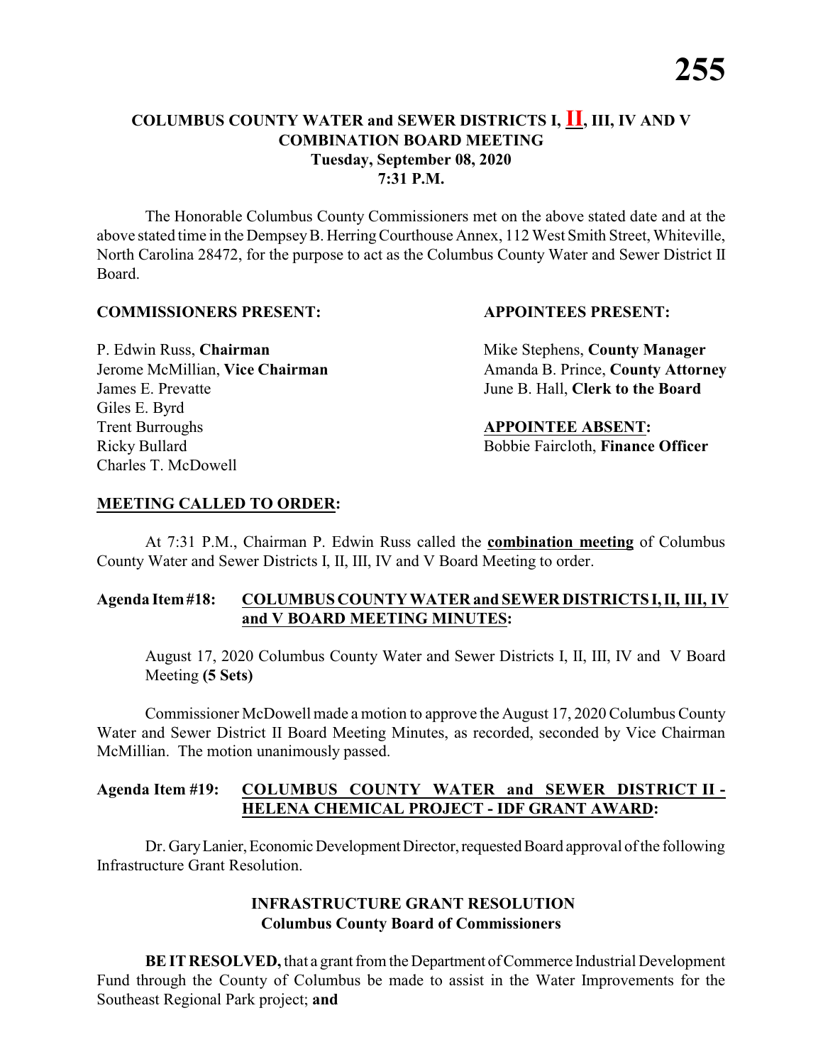**COLUMBUS COUNTY WATER and SEWER DISTRICTS I, II, III, IV AND V**
**COMBINATION BOARD MEETING**
**Tuesday, September 08, 2020**
**7:31 P.M.**

The Honorable Columbus County Commissioners met on the above stated date and at the above stated time in the Dempsey B. Herring Courthouse Annex, 112 West Smith Street, Whiteville, North Carolina 28472, for the purpose to act as the Columbus County Water and Sewer District II Board.

**COMMISSIONERS PRESENT:**

P. Edwin Russ, **Chairman**
Jerome McMillian, **Vice Chairman**
James E. Prevatte
Giles E. Byrd
Trent Burroughs
Ricky Bullard
Charles T. McDowell

**APPOINTEES PRESENT:**

Mike Stephens, **County Manager**
Amanda B. Prince, **County Attorney**
June B. Hall, **Clerk to the Board**

**APPOINTEE ABSENT:**

Bobbie Faircloth, **Finance Officer**

**MEETING CALLED TO ORDER:**

At 7:31 P.M., Chairman P. Edwin Russ called the **combination meeting** of Columbus County Water and Sewer Districts I, II, III, IV and V Board Meeting to order.

**Agenda Item #18: COLUMBUS COUNTY WATER and SEWER DISTRICTS I, II, III, IV and V BOARD MEETING MINUTES:**

August 17, 2020 Columbus County Water and Sewer Districts I, II, III, IV and V Board Meeting **(5 Sets)**

Commissioner McDowell made a motion to approve the August 17, 2020 Columbus County Water and Sewer District II Board Meeting Minutes, as recorded, seconded by Vice Chairman McMillian. The motion unanimously passed.

**Agenda Item #19: COLUMBUS COUNTY WATER and SEWER DISTRICT II - HELENA CHEMICAL PROJECT - IDF GRANT AWARD:**

Dr. Gary Lanier, Economic Development Director, requested Board approval of the following Infrastructure Grant Resolution.

**INFRASTRUCTURE GRANT RESOLUTION**
**Columbus County Board of Commissioners**

**BE IT RESOLVED,** that a grant from the Department of Commerce Industrial Development Fund through the County of Columbus be made to assist in the Water Improvements for the Southeast Regional Park project; **and**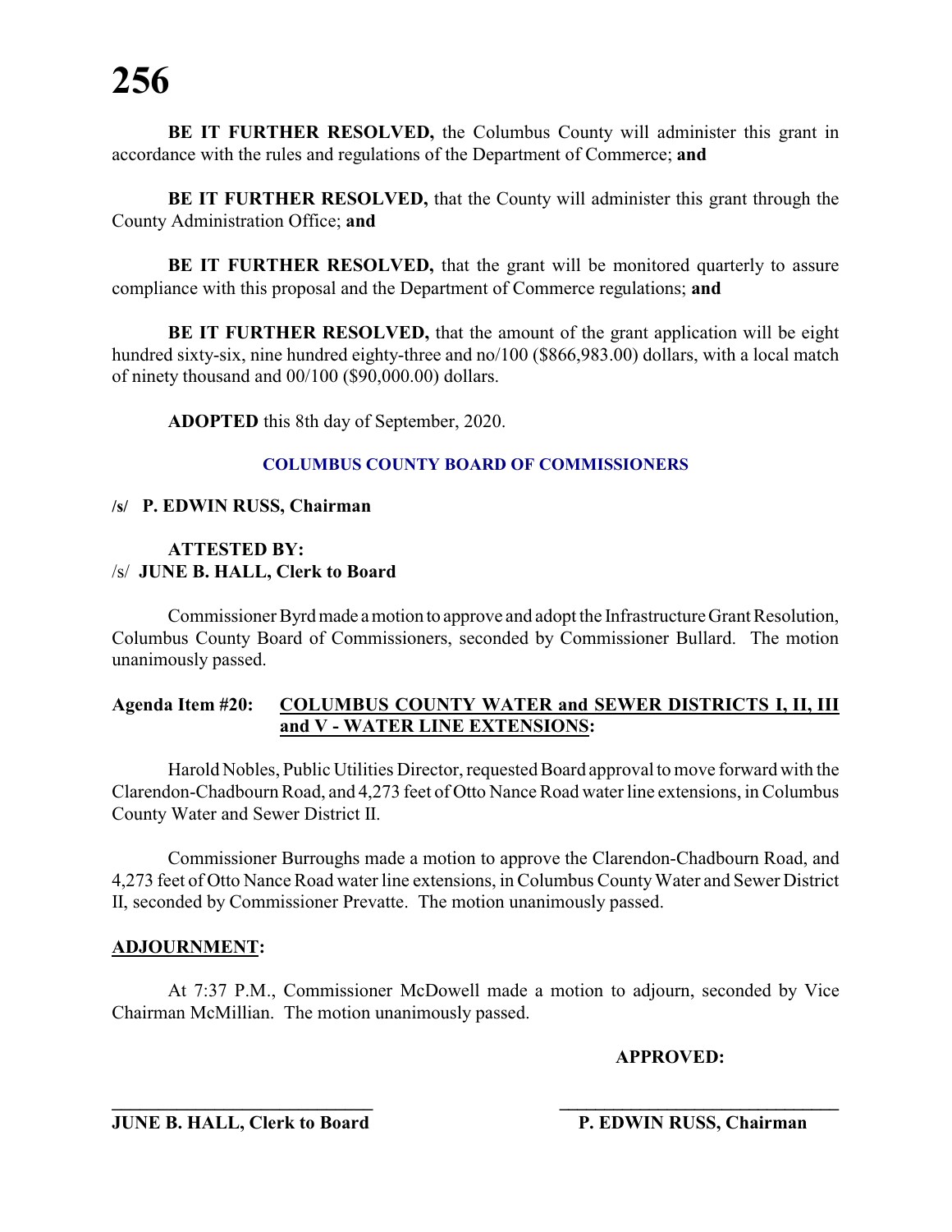**BE IT FURTHER RESOLVED,** the Columbus County will administer this grant in accordance with the rules and regulations of the Department of Commerce; **and**

**BE IT FURTHER RESOLVED,** that the County will administer this grant through the County Administration Office; **and**

**BE IT FURTHER RESOLVED,** that the grant will be monitored quarterly to assure compliance with this proposal and the Department of Commerce regulations; **and**

**BE IT FURTHER RESOLVED,** that the amount of the grant application will be eight hundred sixty-six, nine hundred eighty-three and no/100 ($866,983.00) dollars, with a local match of ninety thousand and 00/100 ($90,000.00) dollars.

**ADOPTED** this 8th day of September, 2020.

**COLUMBUS COUNTY BOARD OF COMMISSIONERS**

**/s/ P. EDWIN RUSS, Chairman**

**ATTESTED BY:**
/s/ **JUNE B. HALL, Clerk to Board**

Commissioner Byrd made a motion to approve and adopt the Infrastructure Grant Resolution, Columbus County Board of Commissioners, seconded by Commissioner Bullard. The motion unanimously passed.

**Agenda Item #20: COLUMBUS COUNTY WATER and SEWER DISTRICTS I, II, III and V - WATER LINE EXTENSIONS:**

Harold Nobles, Public Utilities Director, requested Board approval to move forward with the Clarendon-Chadbourn Road, and 4,273 feet of Otto Nance Road water line extensions, in Columbus County Water and Sewer District II.

Commissioner Burroughs made a motion to approve the Clarendon-Chadbourn Road, and 4,273 feet of Otto Nance Road water line extensions, in Columbus County Water and Sewer District II, seconded by Commissioner Prevatte. The motion unanimously passed.

**ADJOURNMENT:**

At 7:37 P.M., Commissioner McDowell made a motion to adjourn, seconded by Vice Chairman McMillian. The motion unanimously passed.

**APPROVED:**

_____________________________ _____________________________

**JUNE B. HALL, Clerk to Board** **P. EDWIN RUSS, Chairman**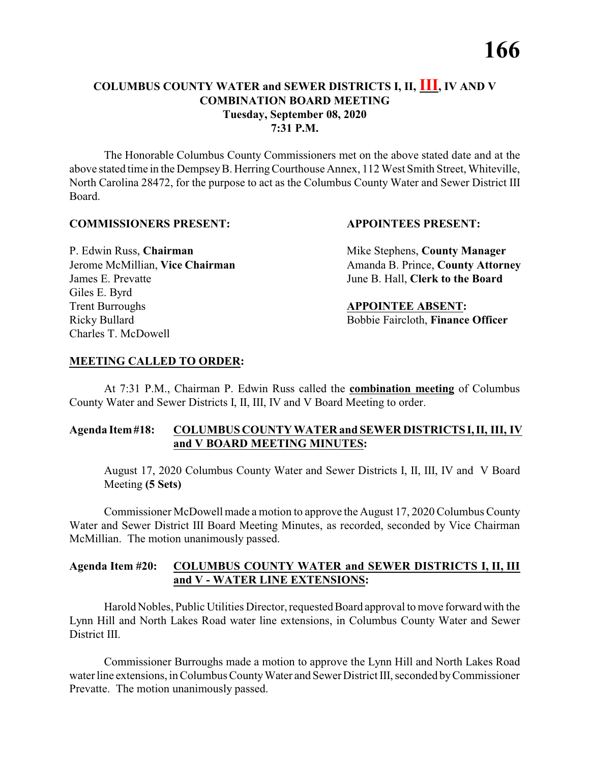## COLUMBUS COUNTY WATER and SEWER DISTRICTS I, II, III, IV AND V COMBINATION BOARD MEETING
### Tuesday, September 08, 2020
### 7:31 P.M.

The Honorable Columbus County Commissioners met on the above stated date and at the above stated time in the Dempsey B. Herring Courthouse Annex, 112 West Smith Street, Whiteville, North Carolina 28472, for the purpose to act as the Columbus County Water and Sewer District III Board.

**COMMISSIONERS PRESENT:**

P. Edwin Russ, **Chairman**
Jerome McMillian, **Vice Chairman**
James E. Prevatte
Giles E. Byrd
Trent Burroughs
Ricky Bullard
Charles T. McDowell

**APPOINTEES PRESENT:**

Mike Stephens, **County Manager**
Amanda B. Prince, **County Attorney**
June B. Hall, **Clerk to the Board**

**APPOINTEE ABSENT:**

Bobbie Faircloth, **Finance Officer**

**MEETING CALLED TO ORDER:**

At 7:31 P.M., Chairman P. Edwin Russ called the **combination meeting** of Columbus County Water and Sewer Districts I, II, III, IV and V Board Meeting to order.

**Agenda Item #18: COLUMBUS COUNTY WATER and SEWER DISTRICTS I, II, III, IV and V BOARD MEETING MINUTES:**

August 17, 2020 Columbus County Water and Sewer Districts I, II, III, IV and V Board Meeting **(5 Sets)**

Commissioner McDowell made a motion to approve the August 17, 2020 Columbus County Water and Sewer District III Board Meeting Minutes, as recorded, seconded by Vice Chairman McMillian. The motion unanimously passed.

**Agenda Item #20: COLUMBUS COUNTY WATER and SEWER DISTRICTS I, II, III and V - WATER LINE EXTENSIONS:**

Harold Nobles, Public Utilities Director, requested Board approval to move forward with the Lynn Hill and North Lakes Road water line extensions, in Columbus County Water and Sewer District III.

Commissioner Burroughs made a motion to approve the Lynn Hill and North Lakes Road water line extensions, in Columbus County Water and Sewer District III, seconded by Commissioner Prevatte. The motion unanimously passed.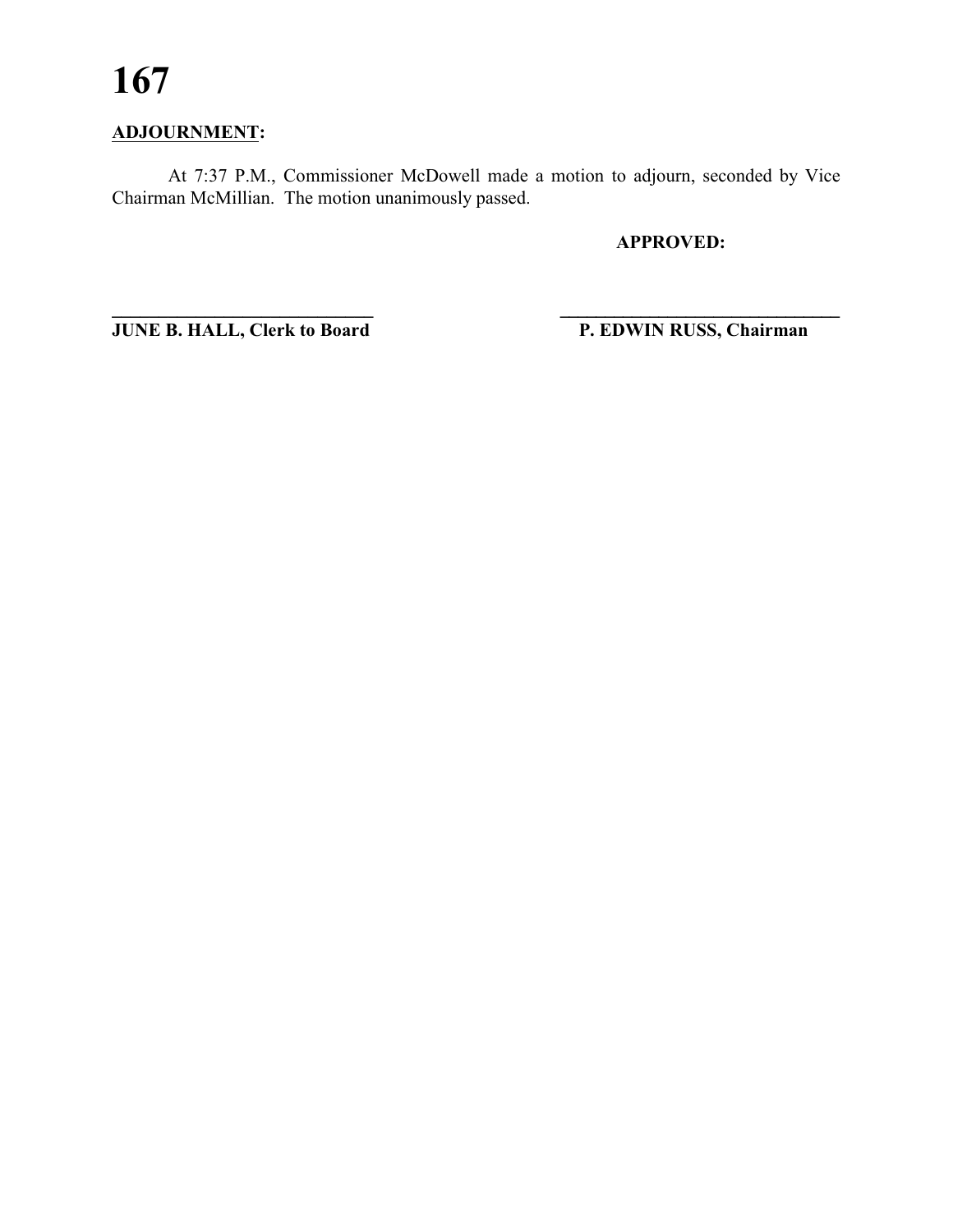**ADJOURNMENT:**

At 7:37 P.M., Commissioner McDowell made a motion to adjourn, seconded by Vice Chairman McMillian. The motion unanimously passed.

**APPROVED:**

**JUNE B. HALL, Clerk to Board**

**P. EDWIN RUSS, Chairman**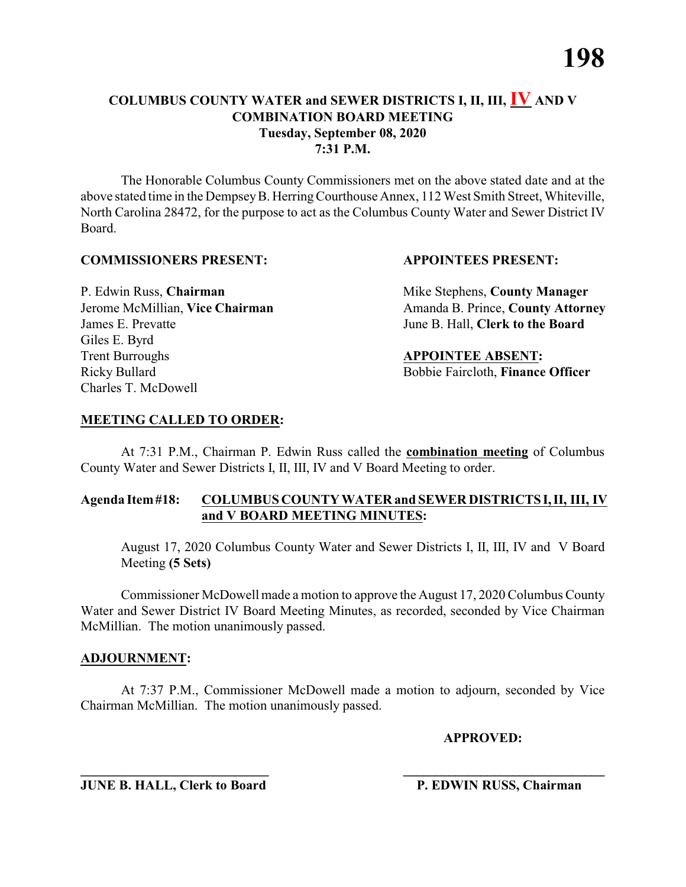# COLUMBUS COUNTY WATER and SEWER DISTRICTS I, II, III, IV AND V
## COMBINATION BOARD MEETING
### Tuesday, September 08, 2020
### 7:31 P.M.

The Honorable Columbus County Commissioners met on the above stated date and at the above stated time in the Dempsey B. Herring Courthouse Annex, 112 West Smith Street, Whiteville, North Carolina 28472, for the purpose to act as the Columbus County Water and Sewer District IV Board.

**COMMISSIONERS PRESENT:**

P. Edwin Russ, **Chairman**
Jerome McMillian, **Vice Chairman**
James E. Prevatte
Giles E. Byrd
Trent Burroughs
Ricky Bullard
Charles T. McDowell

**APPOINTEES PRESENT:**

Mike Stephens, **County Manager**
Amanda B. Prince, **County Attorney**
June B. Hall, **Clerk to the Board**

**APPOINTEE ABSENT:**

Bobbie Faircloth, **Finance Officer**

**MEETING CALLED TO ORDER:**

At 7:31 P.M., Chairman P. Edwin Russ called the **combination meeting** of Columbus County Water and Sewer Districts I, II, III, IV and V Board Meeting to order.

**Agenda Item #18: COLUMBUS COUNTY WATER and SEWER DISTRICTS I, II, III, IV and V BOARD MEETING MINUTES:**

August 17, 2020 Columbus County Water and Sewer Districts I, II, III, IV and V Board Meeting **(5 Sets)**

Commissioner McDowell made a motion to approve the August 17, 2020 Columbus County Water and Sewer District IV Board Meeting Minutes, as recorded, seconded by Vice Chairman McMillian. The motion unanimously passed.

**ADJOURNMENT:**

At 7:37 P.M., Commissioner McDowell made a motion to adjourn, seconded by Vice Chairman McMillian. The motion unanimously passed.

**APPROVED:**

\_\_\_\_\_\_\_\_\_\_\_\_\_\_\_\_\_\_\_\_\_\_\_\_\_\_\_\_
**JUNE B. HALL, Clerk to Board**

\_\_\_\_\_\_\_\_\_\_\_\_\_\_\_\_\_\_\_\_\_\_\_\_\_\_\_\_
**P. EDWIN RUSS, Chairman**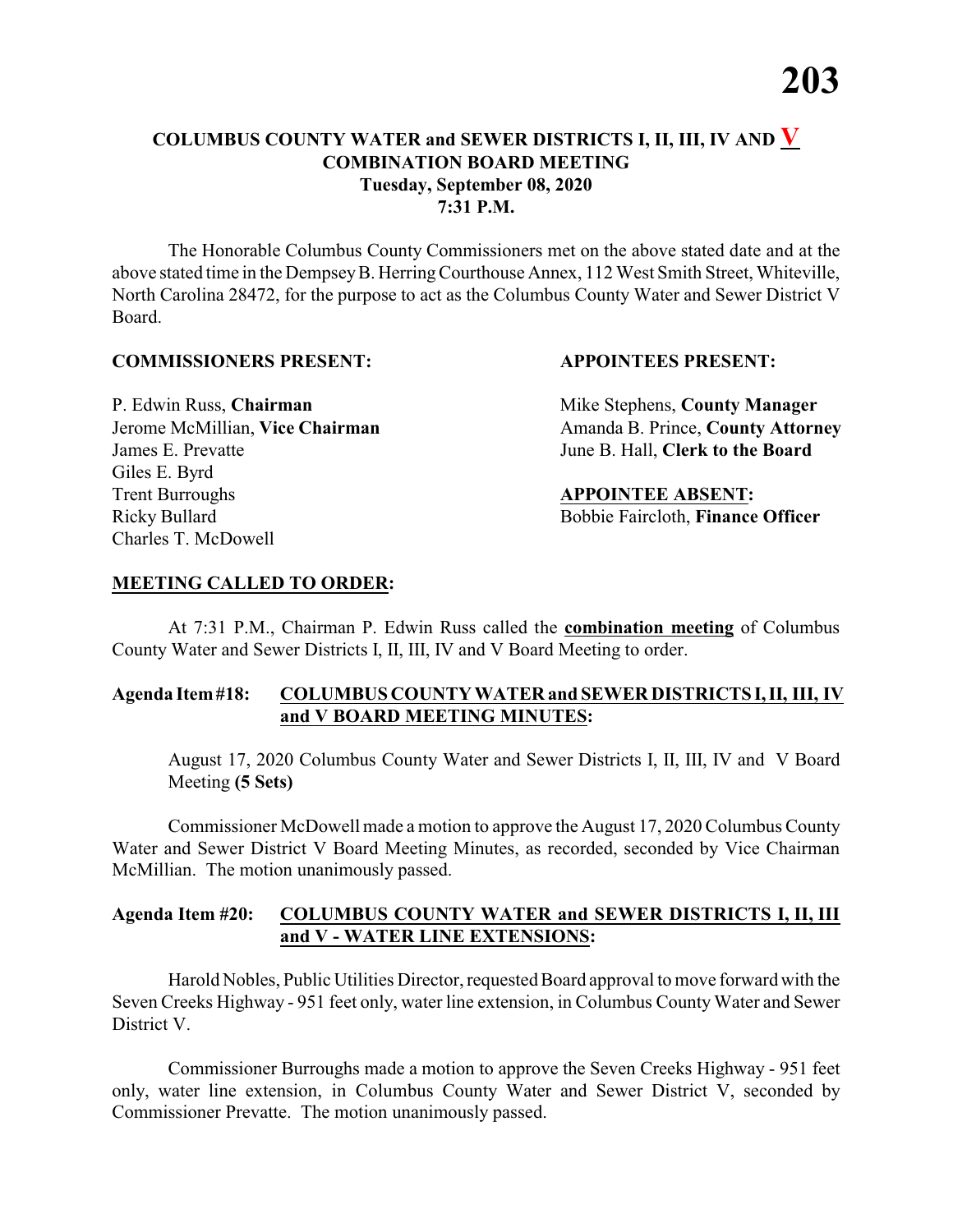## COLUMBUS COUNTY WATER and SEWER DISTRICTS I, II, III, IV AND V
## COMBINATION BOARD MEETING
### Tuesday, September 08, 2020
### 7:31 P.M.

The Honorable Columbus County Commissioners met on the above stated date and at the above stated time in the Dempsey B. Herring Courthouse Annex, 112 West Smith Street, Whiteville, North Carolina 28472, for the purpose to act as the Columbus County Water and Sewer District V Board.

**COMMISSIONERS PRESENT:**

P. Edwin Russ, **Chairman**
Jerome McMillian, **Vice Chairman**
James E. Prevatte
Giles E. Byrd
Trent Burroughs
Ricky Bullard
Charles T. McDowell

**APPOINTEES PRESENT:**

Mike Stephens, **County Manager**
Amanda B. Prince, **County Attorney**
June B. Hall, **Clerk to the Board**

**APPOINTEE ABSENT:**

Bobbie Faircloth, **Finance Officer**

**MEETING CALLED TO ORDER:**

At 7:31 P.M., Chairman P. Edwin Russ called the **combination meeting** of Columbus County Water and Sewer Districts I, II, III, IV and V Board Meeting to order.

**Agenda Item #18: COLUMBUS COUNTY WATER and SEWER DISTRICTS I, II, III, IV and V BOARD MEETING MINUTES:**

August 17, 2020 Columbus County Water and Sewer Districts I, II, III, IV and V Board Meeting **(5 Sets)**

Commissioner McDowell made a motion to approve the August 17, 2020 Columbus County Water and Sewer District V Board Meeting Minutes, as recorded, seconded by Vice Chairman McMillian. The motion unanimously passed.

**Agenda Item #20: COLUMBUS COUNTY WATER and SEWER DISTRICTS I, II, III and V - WATER LINE EXTENSIONS:**

Harold Nobles, Public Utilities Director, requested Board approval to move forward with the Seven Creeks Highway - 951 feet only, water line extension, in Columbus County Water and Sewer District V.

Commissioner Burroughs made a motion to approve the Seven Creeks Highway - 951 feet only, water line extension, in Columbus County Water and Sewer District V, seconded by Commissioner Prevatte. The motion unanimously passed.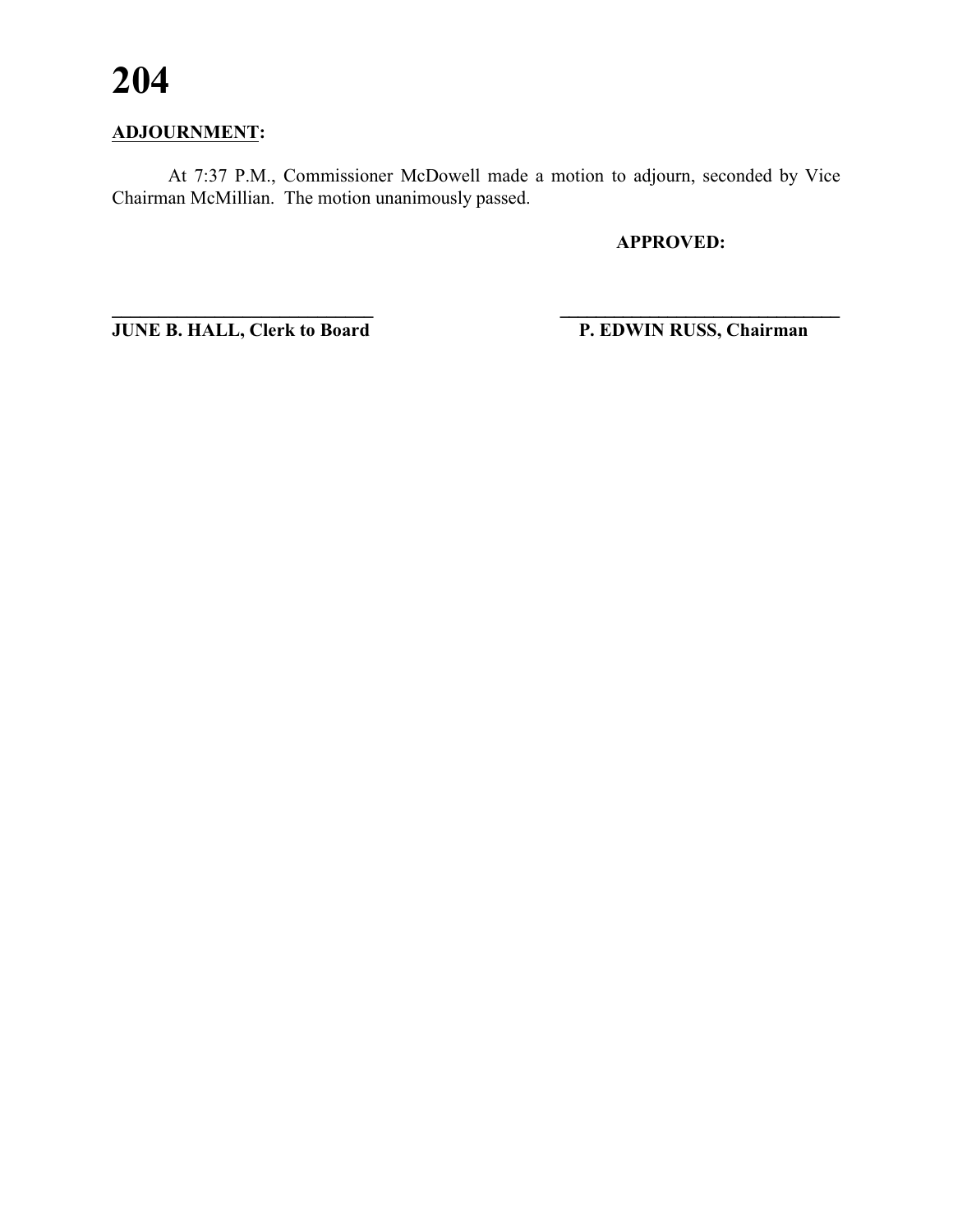**<u>ADJOURNMENT</u>:**

At 7:37 P.M., Commissioner McDowell made a motion to adjourn, seconded by Vice Chairman McMillian. The motion unanimously passed.

**APPROVED:**

**\_\_\_\_\_\_\_\_\_\_\_\_\_\_\_\_\_\_\_\_\_\_\_\_\_\_\_\_\_\_**
**JUNE B. HALL, Clerk to Board**

**\_\_\_\_\_\_\_\_\_\_\_\_\_\_\_\_\_\_\_\_\_\_\_\_\_\_\_\_\_\_\_\_\_**
**P. EDWIN RUSS, Chairman**